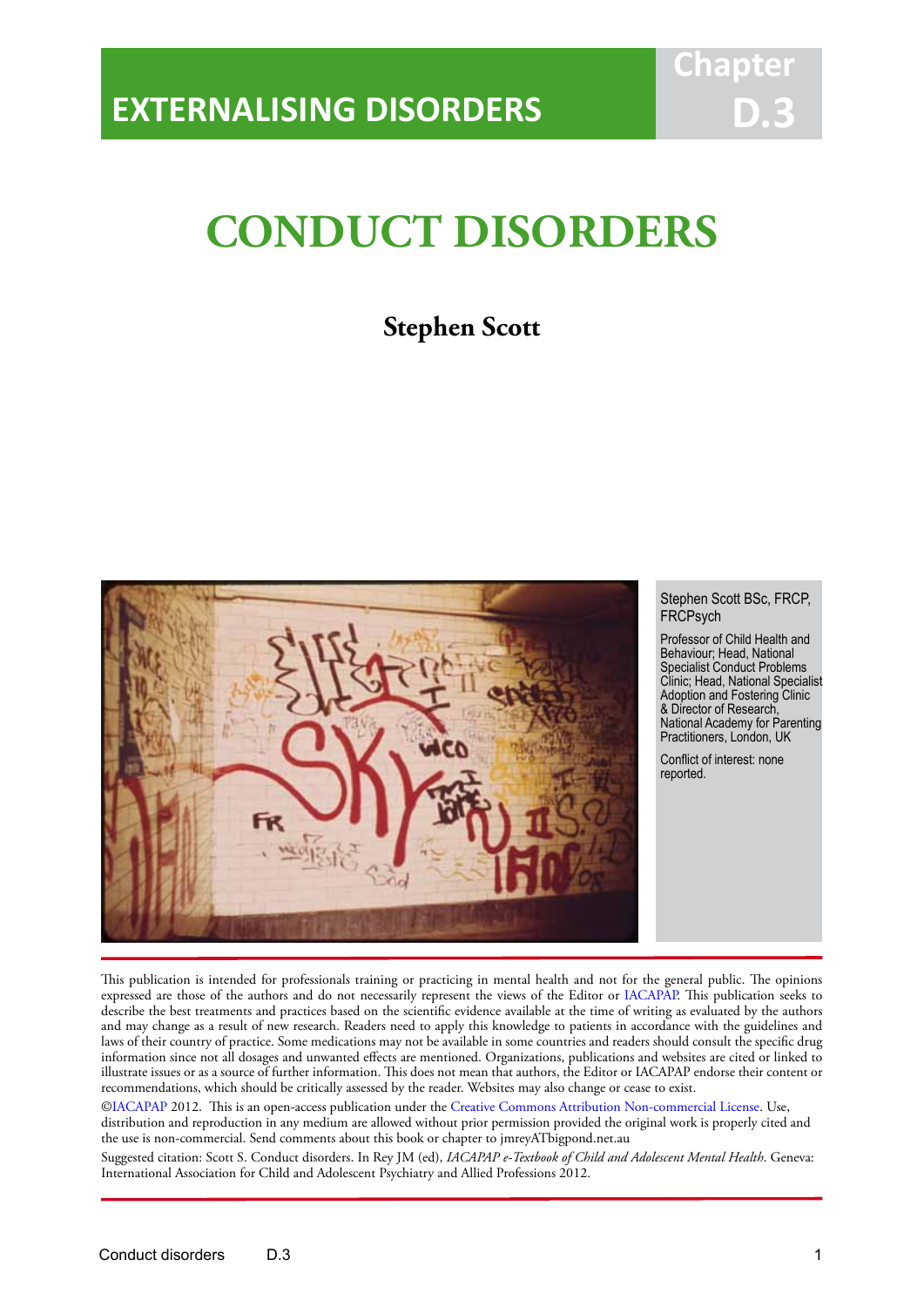EXTERNALISING DISORDERS

Chapter D.3

# CONDUCT DISORDERS

## Stephen Scott

Stephen Scott BSc, FRCP, FRCPsych

Professor of Child Health and Behaviour; Head, National Specialist Conduct Problems Clinic; Head, National Specialist Adoption and Fostering Clinic & Director of Research, National Academy for Parenting Practitioners, London, UK

Conflict of interest: none reported.

This publication is intended for professionals training or practicing in mental health and not for the general public. The opinions expressed are those of the authors and do not necessarily represent the views of the Editor or IACAPAP. This publication seeks to describe the best treatments and practices based on the scientific evidence available at the time of writing as evaluated by the authors and may change as a result of new research. Readers need to apply this knowledge to patients in accordance with the guidelines and laws of their country of practice. Some medications may not be available in some countries and readers should consult the specific drug information since not all dosages and unwanted effects are mentioned. Organizations, publications and websites are cited or linked to illustrate issues or as a source of further information. This does not mean that authors, the Editor or IACAPAP endorse their content or recommendations, which should be critically assessed by the reader. Websites may also change or cease to exist.

©IACAPAP 2012. This is an open-access publication under the Creative Commons Attribution Non-commercial License. Use, distribution and reproduction in any medium are allowed without prior permission provided the original work is properly cited and the use is non-commercial. Send comments about this book or chapter to jmreyATbigpond.net.au

Suggested citation: Scott S. Conduct disorders. In Rey JM (ed), *IACAPAP e-Textbook of Child and Adolescent Mental Health*. Geneva: International Association for Child and Adolescent Psychiatry and Allied Professions 2012.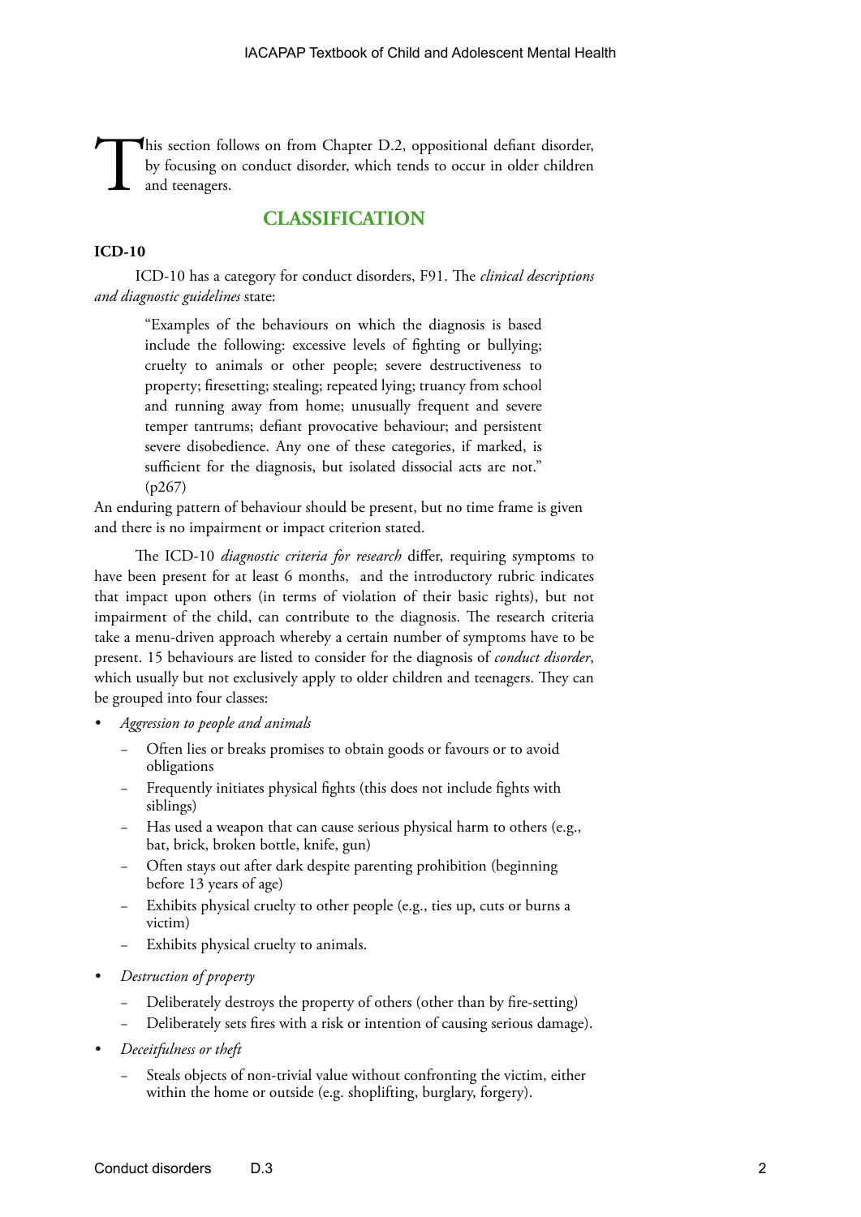This section follows on from Chapter D.2, oppositional defiant disorder, by focusing on conduct disorder, which tends to occur in older children and teenagers.

## CLASSIFICATION

### ICD-10

ICD-10 has a category for conduct disorders, F91. The *clinical descriptions and diagnostic guidelines* state:

> "Examples of the behaviours on which the diagnosis is based include the following: excessive levels of fighting or bullying; cruelty to animals or other people; severe destructiveness to property; firesetting; stealing; repeated lying; truancy from school and running away from home; unusually frequent and severe temper tantrums; defiant provocative behaviour; and persistent severe disobedience. Any one of these categories, if marked, is sufficient for the diagnosis, but isolated dissocial acts are not." (p267)

An enduring pattern of behaviour should be present, but no time frame is given and there is no impairment or impact criterion stated.

The ICD-10 *diagnostic criteria for research* differ, requiring symptoms to have been present for at least 6 months, and the introductory rubric indicates that impact upon others (in terms of violation of their basic rights), but not impairment of the child, can contribute to the diagnosis. The research criteria take a menu-driven approach whereby a certain number of symptoms have to be present. 15 behaviours are listed to consider for the diagnosis of *conduct disorder*, which usually but not exclusively apply to older children and teenagers. They can be grouped into four classes:

- *Aggression to people and animals*
  - Often lies or breaks promises to obtain goods or favours or to avoid obligations
  - Frequently initiates physical fights (this does not include fights with siblings)
  - Has used a weapon that can cause serious physical harm to others (e.g., bat, brick, broken bottle, knife, gun)
  - Often stays out after dark despite parenting prohibition (beginning before 13 years of age)
  - Exhibits physical cruelty to other people (e.g., ties up, cuts or burns a victim)
  - Exhibits physical cruelty to animals.
- *Destruction of property*
  - Deliberately destroys the property of others (other than by fire-setting)
  - Deliberately sets fires with a risk or intention of causing serious damage).
- *Deceitfulness or theft*
  - Steals objects of non-trivial value without confronting the victim, either within the home or outside (e.g. shoplifting, burglary, forgery).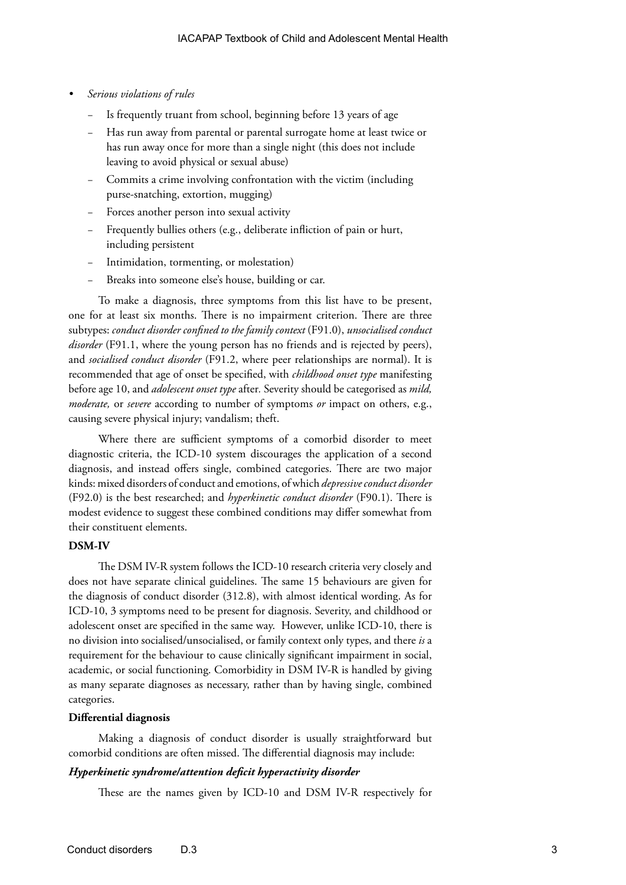- *Serious violations of rules*
  - Is frequently truant from school, beginning before 13 years of age
  - Has run away from parental or parental surrogate home at least twice or has run away once for more than a single night (this does not include leaving to avoid physical or sexual abuse)
  - Commits a crime involving confrontation with the victim (including purse-snatching, extortion, mugging)
  - Forces another person into sexual activity
  - Frequently bullies others (e.g., deliberate infliction of pain or hurt, including persistent
  - Intimidation, tormenting, or molestation)
  - Breaks into someone else's house, building or car.

To make a diagnosis, three symptoms from this list have to be present, one for at least six months. There is no impairment criterion. There are three subtypes: *conduct disorder confined to the family context* (F91.0), *unsocialised conduct disorder* (F91.1, where the young person has no friends and is rejected by peers), and *socialised conduct disorder* (F91.2, where peer relationships are normal). It is recommended that age of onset be specified, with *childhood onset type* manifesting before age 10, and *adolescent onset type* after. Severity should be categorised as *mild, moderate,* or *severe* according to number of symptoms *or* impact on others, e.g., causing severe physical injury; vandalism; theft.

Where there are sufficient symptoms of a comorbid disorder to meet diagnostic criteria, the ICD-10 system discourages the application of a second diagnosis, and instead offers single, combined categories. There are two major kinds: mixed disorders of conduct and emotions, of which *depressive conduct disorder* (F92.0) is the best researched; and *hyperkinetic conduct disorder* (F90.1). There is modest evidence to suggest these combined conditions may differ somewhat from their constituent elements.

**DSM-IV**

The DSM IV-R system follows the ICD-10 research criteria very closely and does not have separate clinical guidelines. The same 15 behaviours are given for the diagnosis of conduct disorder (312.8), with almost identical wording. As for ICD-10, 3 symptoms need to be present for diagnosis. Severity, and childhood or adolescent onset are specified in the same way. However, unlike ICD-10, there is no division into socialised/unsocialised, or family context only types, and there *is* a requirement for the behaviour to cause clinically significant impairment in social, academic, or social functioning. Comorbidity in DSM IV-R is handled by giving as many separate diagnoses as necessary, rather than by having single, combined categories.

**Differential diagnosis**

Making a diagnosis of conduct disorder is usually straightforward but comorbid conditions are often missed. The differential diagnosis may include:

***Hyperkinetic syndrome/attention deficit hyperactivity disorder***

These are the names given by ICD-10 and DSM IV-R respectively for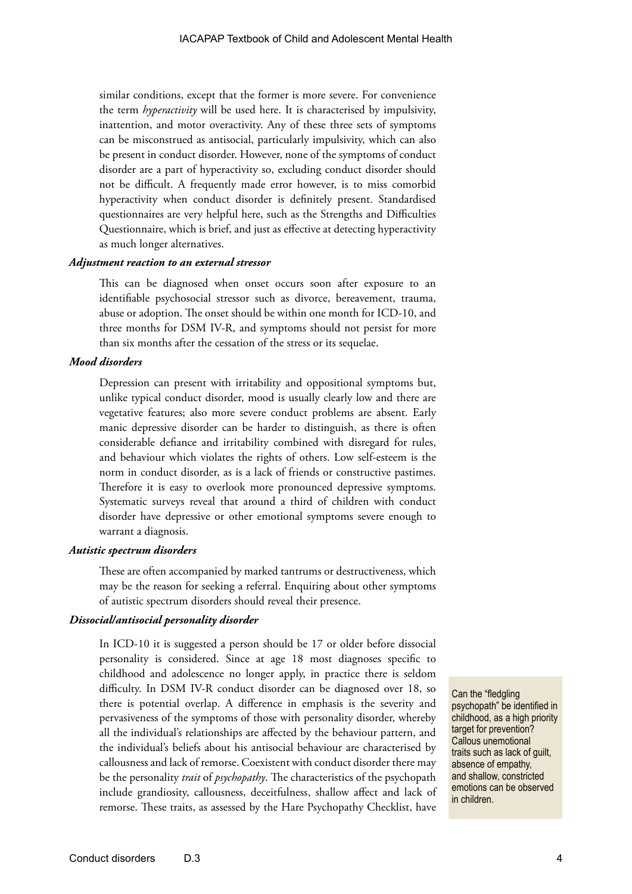similar conditions, except that the former is more severe. For convenience the term *hyperactivity* will be used here. It is characterised by impulsivity, inattention, and motor overactivity. Any of these three sets of symptoms can be misconstrued as antisocial, particularly impulsivity, which can also be present in conduct disorder. However, none of the symptoms of conduct disorder are a part of hyperactivity so, excluding conduct disorder should not be difficult. A frequently made error however, is to miss comorbid hyperactivity when conduct disorder is definitely present. Standardised questionnaires are very helpful here, such as the Strengths and Difficulties Questionnaire, which is brief, and just as effective at detecting hyperactivity as much longer alternatives.

#### *Adjustment reaction to an external stressor*

This can be diagnosed when onset occurs soon after exposure to an identifiable psychosocial stressor such as divorce, bereavement, trauma, abuse or adoption. The onset should be within one month for ICD-10, and three months for DSM IV-R, and symptoms should not persist for more than six months after the cessation of the stress or its sequelae.

#### *Mood disorders*

Depression can present with irritability and oppositional symptoms but, unlike typical conduct disorder, mood is usually clearly low and there are vegetative features; also more severe conduct problems are absent. Early manic depressive disorder can be harder to distinguish, as there is often considerable defiance and irritability combined with disregard for rules, and behaviour which violates the rights of others. Low self-esteem is the norm in conduct disorder, as is a lack of friends or constructive pastimes. Therefore it is easy to overlook more pronounced depressive symptoms. Systematic surveys reveal that around a third of children with conduct disorder have depressive or other emotional symptoms severe enough to warrant a diagnosis.

#### *Autistic spectrum disorders*

These are often accompanied by marked tantrums or destructiveness, which may be the reason for seeking a referral. Enquiring about other symptoms of autistic spectrum disorders should reveal their presence.

#### *Dissocial/antisocial personality disorder*

In ICD-10 it is suggested a person should be 17 or older before dissocial personality is considered. Since at age 18 most diagnoses specific to childhood and adolescence no longer apply, in practice there is seldom difficulty. In DSM IV-R conduct disorder can be diagnosed over 18, so there is potential overlap. A difference in emphasis is the severity and pervasiveness of the symptoms of those with personality disorder, whereby all the individual's relationships are affected by the behaviour pattern, and the individual's beliefs about his antisocial behaviour are characterised by callousness and lack of remorse. Coexistent with conduct disorder there may be the personality *trait* of *psychopathy*. The characteristics of the psychopath include grandiosity, callousness, deceitfulness, shallow affect and lack of remorse. These traits, as assessed by the Hare Psychopathy Checklist, have

> Can the "fledgling psychopath" be identified in childhood, as a high priority target for prevention? Callous unemotional traits such as lack of guilt, absence of empathy, and shallow, constricted emotions can be observed in children.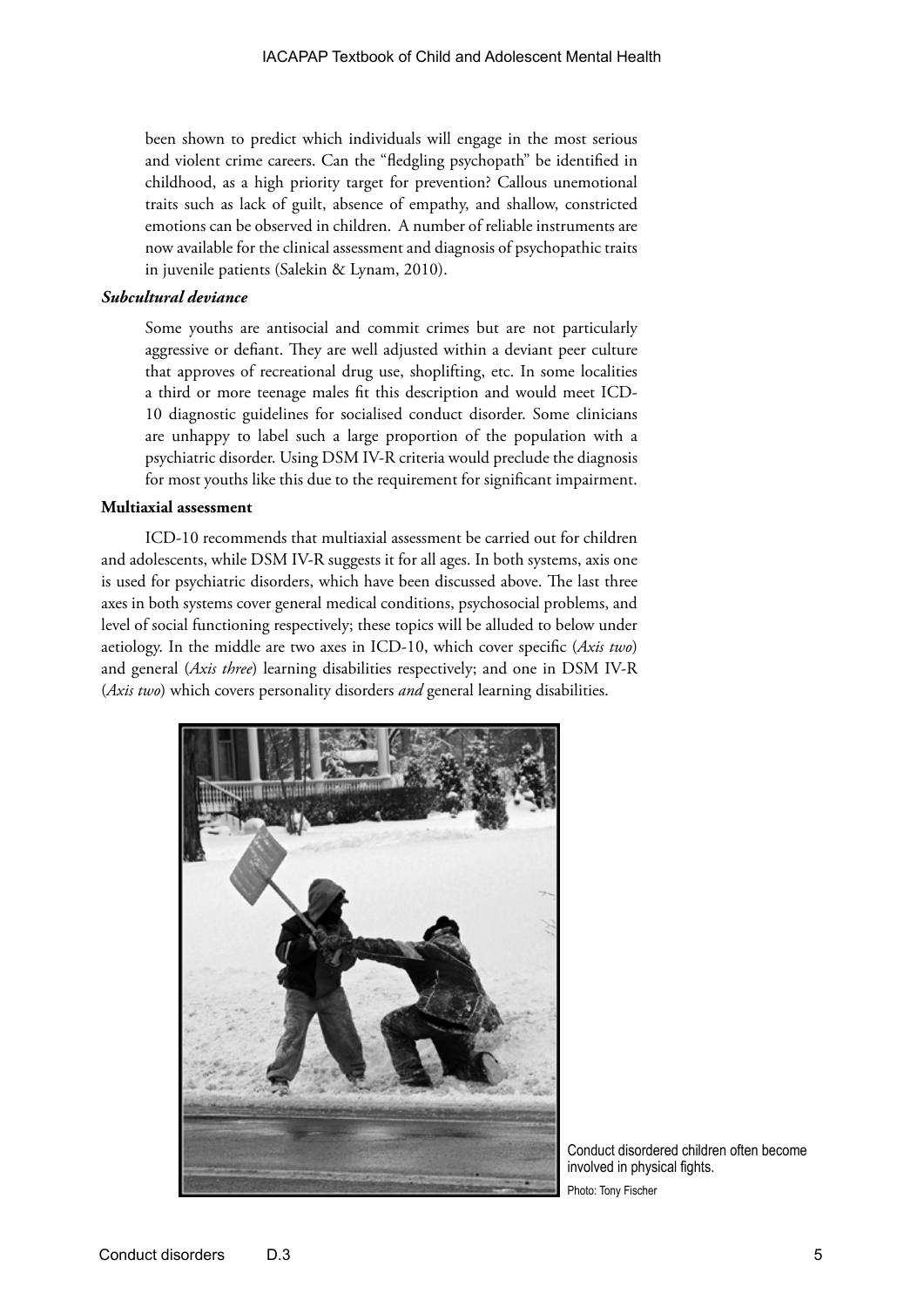been shown to predict which individuals will engage in the most serious and violent crime careers. Can the "fledgling psychopath" be identified in childhood, as a high priority target for prevention? Callous unemotional traits such as lack of guilt, absence of empathy, and shallow, constricted emotions can be observed in children. A number of reliable instruments are now available for the clinical assessment and diagnosis of psychopathic traits in juvenile patients (Salekin & Lynam, 2010).

***Subcultural deviance***

Some youths are antisocial and commit crimes but are not particularly aggressive or defiant. They are well adjusted within a deviant peer culture that approves of recreational drug use, shoplifting, etc. In some localities a third or more teenage males fit this description and would meet ICD-10 diagnostic guidelines for socialised conduct disorder. Some clinicians are unhappy to label such a large proportion of the population with a psychiatric disorder. Using DSM IV-R criteria would preclude the diagnosis for most youths like this due to the requirement for significant impairment.

**Multiaxial assessment**

ICD-10 recommends that multiaxial assessment be carried out for children and adolescents, while DSM IV-R suggests it for all ages. In both systems, axis one is used for psychiatric disorders, which have been discussed above. The last three axes in both systems cover general medical conditions, psychosocial problems, and level of social functioning respectively; these topics will be alluded to below under aetiology. In the middle are two axes in ICD-10, which cover specific (*Axis two*) and general (*Axis three*) learning disabilities respectively; and one in DSM IV-R (*Axis two*) which covers personality disorders *and* general learning disabilities.

Conduct disordered children often become involved in physical fights.

Photo: Tony Fischer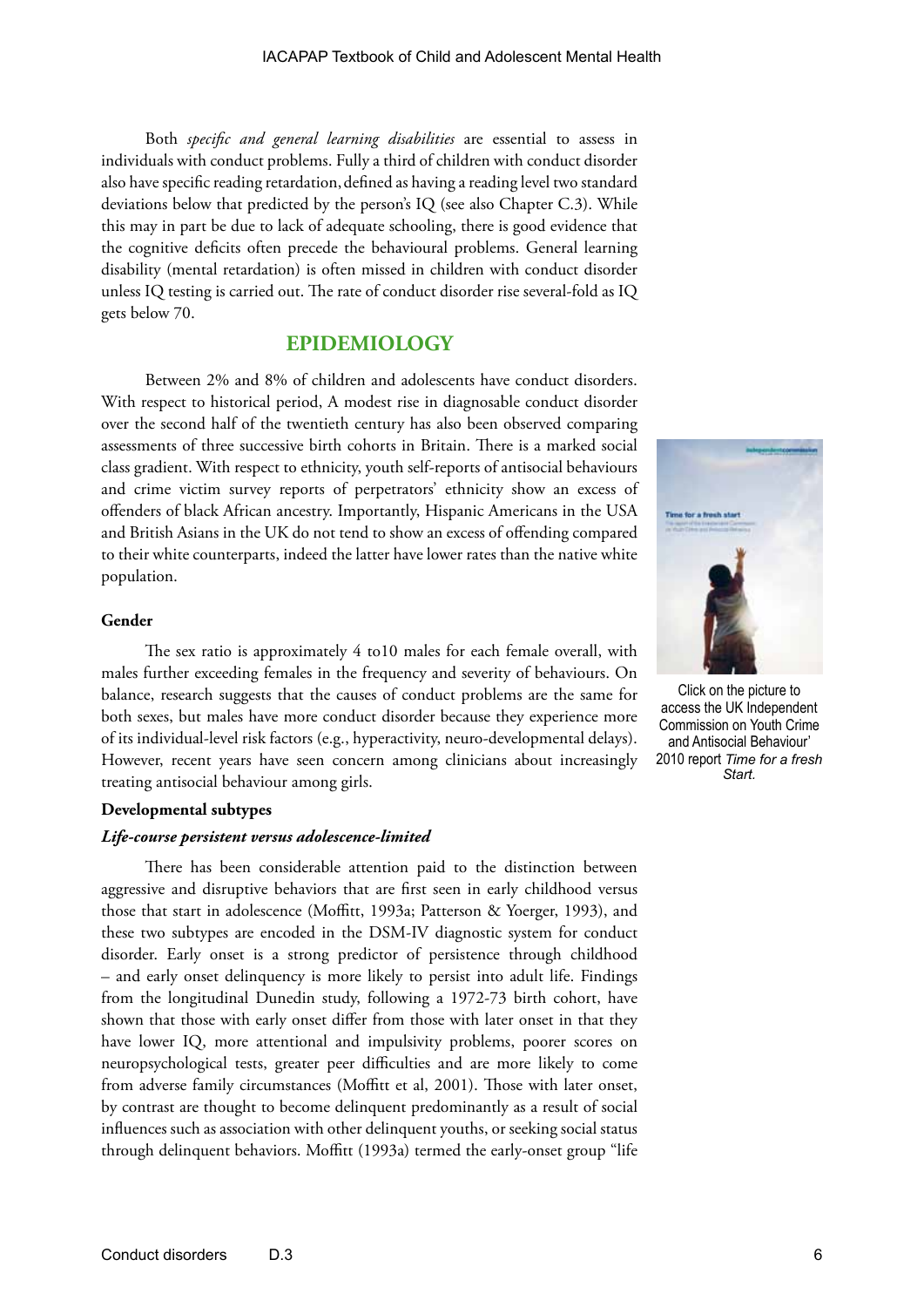Both *specific and general learning disabilities* are essential to assess in individuals with conduct problems. Fully a third of children with conduct disorder also have specific reading retardation, defined as having a reading level two standard deviations below that predicted by the person's IQ (see also Chapter C.3). While this may in part be due to lack of adequate schooling, there is good evidence that the cognitive deficits often precede the behavioural problems. General learning disability (mental retardation) is often missed in children with conduct disorder unless IQ testing is carried out. The rate of conduct disorder rise several-fold as IQ gets below 70.

## EPIDEMIOLOGY

Between 2% and 8% of children and adolescents have conduct disorders. With respect to historical period, A modest rise in diagnosable conduct disorder over the second half of the twentieth century has also been observed comparing assessments of three successive birth cohorts in Britain. There is a marked social class gradient. With respect to ethnicity, youth self-reports of antisocial behaviours and crime victim survey reports of perpetrators' ethnicity show an excess of offenders of black African ancestry. Importantly, Hispanic Americans in the USA and British Asians in the UK do not tend to show an excess of offending compared to their white counterparts, indeed the latter have lower rates than the native white population.

Click on the picture to access the UK Independent Commission on Youth Crime and Antisocial Behaviour' 2010 report *Time for a fresh Start.*

### Gender

The sex ratio is approximately 4 to10 males for each female overall, with males further exceeding females in the frequency and severity of behaviours. On balance, research suggests that the causes of conduct problems are the same for both sexes, but males have more conduct disorder because they experience more of its individual-level risk factors (e.g., hyperactivity, neuro-developmental delays). However, recent years have seen concern among clinicians about increasingly treating antisocial behaviour among girls.

### Developmental subtypes

#### *Life-course persistent versus adolescence-limited*

There has been considerable attention paid to the distinction between aggressive and disruptive behaviors that are first seen in early childhood versus those that start in adolescence (Moffitt, 1993a; Patterson & Yoerger, 1993), and these two subtypes are encoded in the DSM-IV diagnostic system for conduct disorder. Early onset is a strong predictor of persistence through childhood – and early onset delinquency is more likely to persist into adult life. Findings from the longitudinal Dunedin study, following a 1972-73 birth cohort, have shown that those with early onset differ from those with later onset in that they have lower IQ, more attentional and impulsivity problems, poorer scores on neuropsychological tests, greater peer difficulties and are more likely to come from adverse family circumstances (Moffitt et al, 2001). Those with later onset, by contrast are thought to become delinquent predominantly as a result of social influences such as association with other delinquent youths, or seeking social status through delinquent behaviors. Moffitt (1993a) termed the early-onset group "life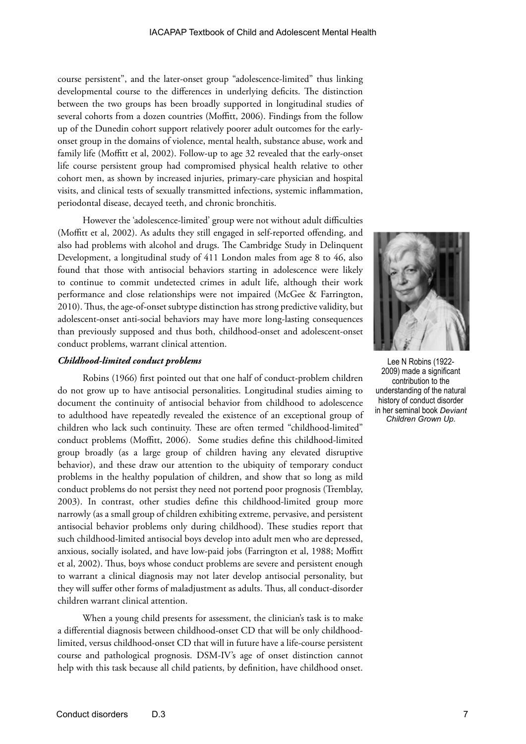course persistent", and the later-onset group "adolescence-limited" thus linking developmental course to the differences in underlying deficits. The distinction between the two groups has been broadly supported in longitudinal studies of several cohorts from a dozen countries (Moffitt, 2006). Findings from the follow up of the Dunedin cohort support relatively poorer adult outcomes for the early-onset group in the domains of violence, mental health, substance abuse, work and family life (Moffitt et al, 2002). Follow-up to age 32 revealed that the early-onset life course persistent group had compromised physical health relative to other cohort men, as shown by increased injuries, primary-care physician and hospital visits, and clinical tests of sexually transmitted infections, systemic inflammation, periodontal disease, decayed teeth, and chronic bronchitis.

However the 'adolescence-limited' group were not without adult difficulties (Moffitt et al, 2002). As adults they still engaged in self-reported offending, and also had problems with alcohol and drugs. The Cambridge Study in Delinquent Development, a longitudinal study of 411 London males from age 8 to 46, also found that those with antisocial behaviors starting in adolescence were likely to continue to commit undetected crimes in adult life, although their work performance and close relationships were not impaired (McGee & Farrington, 2010). Thus, the age-of-onset subtype distinction has strong predictive validity, but adolescent-onset anti-social behaviors may have more long-lasting consequences than previously supposed and thus both, childhood-onset and adolescent-onset conduct problems, warrant clinical attention.

Lee N Robins (1922-2009) made a significant contribution to the understanding of the natural history of conduct disorder in her seminal book *Deviant Children Grown Up.*

### *Childhood-limited conduct problems*

Robins (1966) first pointed out that one half of conduct-problem children do not grow up to have antisocial personalities. Longitudinal studies aiming to document the continuity of antisocial behavior from childhood to adolescence to adulthood have repeatedly revealed the existence of an exceptional group of children who lack such continuity. These are often termed "childhood-limited" conduct problems (Moffitt, 2006). Some studies define this childhood-limited group broadly (as a large group of children having any elevated disruptive behavior), and these draw our attention to the ubiquity of temporary conduct problems in the healthy population of children, and show that so long as mild conduct problems do not persist they need not portend poor prognosis (Tremblay, 2003). In contrast, other studies define this childhood-limited group more narrowly (as a small group of children exhibiting extreme, pervasive, and persistent antisocial behavior problems only during childhood). These studies report that such childhood-limited antisocial boys develop into adult men who are depressed, anxious, socially isolated, and have low-paid jobs (Farrington et al, 1988; Moffitt et al, 2002). Thus, boys whose conduct problems are severe and persistent enough to warrant a clinical diagnosis may not later develop antisocial personality, but they will suffer other forms of maladjustment as adults. Thus, all conduct-disorder children warrant clinical attention.

When a young child presents for assessment, the clinician's task is to make a differential diagnosis between childhood-onset CD that will be only childhood-limited, versus childhood-onset CD that will in future have a life-course persistent course and pathological prognosis. DSM-IV's age of onset distinction cannot help with this task because all child patients, by definition, have childhood onset.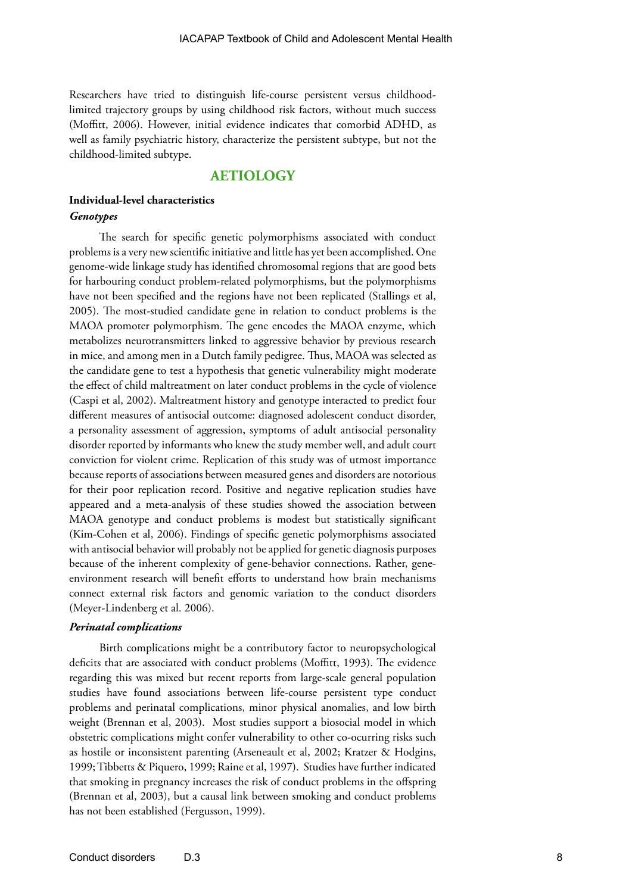Researchers have tried to distinguish life-course persistent versus childhood-limited trajectory groups by using childhood risk factors, without much success (Moffitt, 2006). However, initial evidence indicates that comorbid ADHD, as well as family psychiatric history, characterize the persistent subtype, but not the childhood-limited subtype.

## AETIOLOGY

### Individual-level characteristics

#### *Genotypes*

The search for specific genetic polymorphisms associated with conduct problems is a very new scientific initiative and little has yet been accomplished. One genome-wide linkage study has identified chromosomal regions that are good bets for harbouring conduct problem-related polymorphisms, but the polymorphisms have not been specified and the regions have not been replicated (Stallings et al, 2005). The most-studied candidate gene in relation to conduct problems is the MAOA promoter polymorphism. The gene encodes the MAOA enzyme, which metabolizes neurotransmitters linked to aggressive behavior by previous research in mice, and among men in a Dutch family pedigree. Thus, MAOA was selected as the candidate gene to test a hypothesis that genetic vulnerability might moderate the effect of child maltreatment on later conduct problems in the cycle of violence (Caspi et al, 2002). Maltreatment history and genotype interacted to predict four different measures of antisocial outcome: diagnosed adolescent conduct disorder, a personality assessment of aggression, symptoms of adult antisocial personality disorder reported by informants who knew the study member well, and adult court conviction for violent crime. Replication of this study was of utmost importance because reports of associations between measured genes and disorders are notorious for their poor replication record. Positive and negative replication studies have appeared and a meta-analysis of these studies showed the association between MAOA genotype and conduct problems is modest but statistically significant (Kim-Cohen et al, 2006). Findings of specific genetic polymorphisms associated with antisocial behavior will probably not be applied for genetic diagnosis purposes because of the inherent complexity of gene-behavior connections. Rather, gene-environment research will benefit efforts to understand how brain mechanisms connect external risk factors and genomic variation to the conduct disorders (Meyer-Lindenberg et al. 2006).

#### *Perinatal complications*

Birth complications might be a contributory factor to neuropsychological deficits that are associated with conduct problems (Moffitt, 1993). The evidence regarding this was mixed but recent reports from large-scale general population studies have found associations between life-course persistent type conduct problems and perinatal complications, minor physical anomalies, and low birth weight (Brennan et al, 2003). Most studies support a biosocial model in which obstetric complications might confer vulnerability to other co-ocurring risks such as hostile or inconsistent parenting (Arseneault et al, 2002; Kratzer & Hodgins, 1999; Tibbetts & Piquero, 1999; Raine et al, 1997). Studies have further indicated that smoking in pregnancy increases the risk of conduct problems in the offspring (Brennan et al, 2003), but a causal link between smoking and conduct problems has not been established (Fergusson, 1999).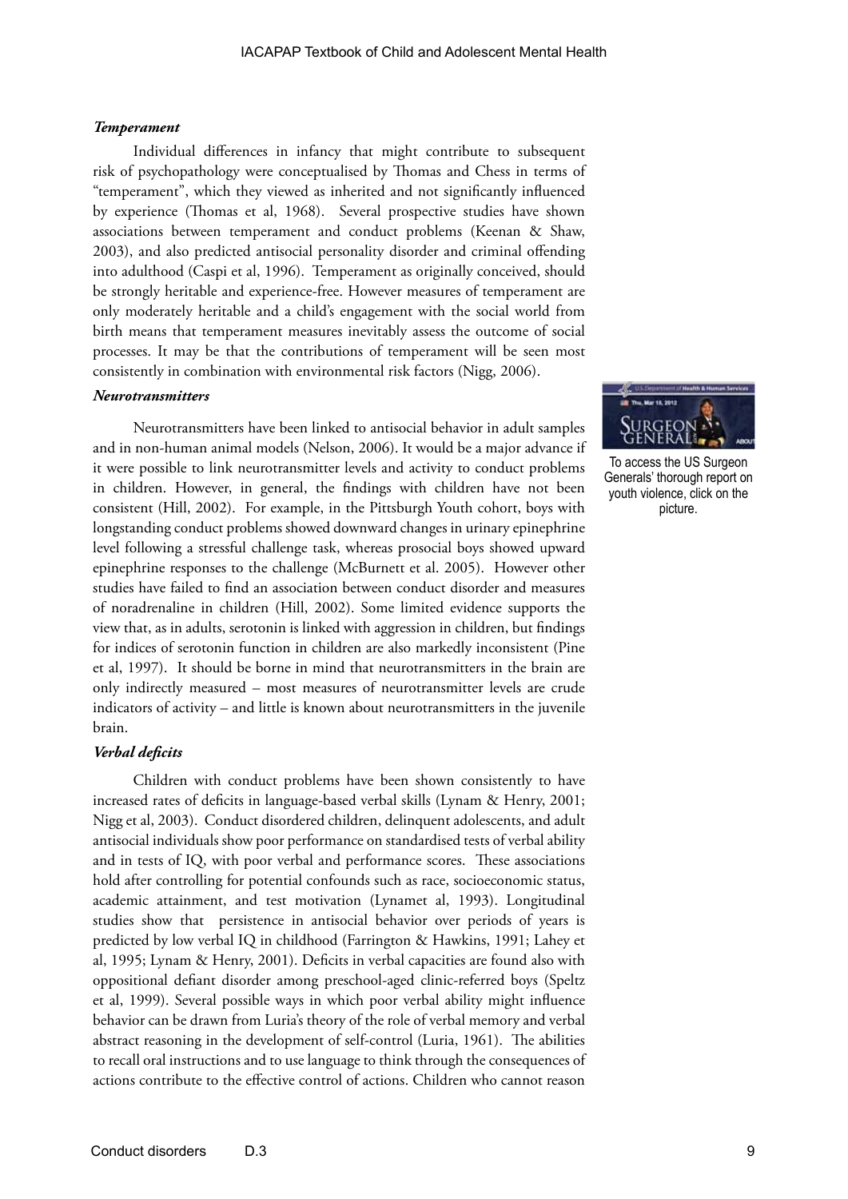#### *Temperament*

Individual differences in infancy that might contribute to subsequent risk of psychopathology were conceptualised by Thomas and Chess in terms of "temperament", which they viewed as inherited and not significantly influenced by experience (Thomas et al, 1968). Several prospective studies have shown associations between temperament and conduct problems (Keenan & Shaw, 2003), and also predicted antisocial personality disorder and criminal offending into adulthood (Caspi et al, 1996). Temperament as originally conceived, should be strongly heritable and experience-free. However measures of temperament are only moderately heritable and a child's engagement with the social world from birth means that temperament measures inevitably assess the outcome of social processes. It may be that the contributions of temperament will be seen most consistently in combination with environmental risk factors (Nigg, 2006).

#### *Neurotransmitters*

Neurotransmitters have been linked to antisocial behavior in adult samples and in non-human animal models (Nelson, 2006). It would be a major advance if it were possible to link neurotransmitter levels and activity to conduct problems in children. However, in general, the findings with children have not been consistent (Hill, 2002). For example, in the Pittsburgh Youth cohort, boys with longstanding conduct problems showed downward changes in urinary epinephrine level following a stressful challenge task, whereas prosocial boys showed upward epinephrine responses to the challenge (McBurnett et al. 2005). However other studies have failed to find an association between conduct disorder and measures of noradrenaline in children (Hill, 2002). Some limited evidence supports the view that, as in adults, serotonin is linked with aggression in children, but findings for indices of serotonin function in children are also markedly inconsistent (Pine et al, 1997). It should be borne in mind that neurotransmitters in the brain are only indirectly measured – most measures of neurotransmitter levels are crude indicators of activity – and little is known about neurotransmitters in the juvenile brain.

To access the US Surgeon Generals' thorough report on youth violence, click on the picture.

#### *Verbal deficits*

Children with conduct problems have been shown consistently to have increased rates of deficits in language-based verbal skills (Lynam & Henry, 2001; Nigg et al, 2003). Conduct disordered children, delinquent adolescents, and adult antisocial individuals show poor performance on standardised tests of verbal ability and in tests of IQ, with poor verbal and performance scores. These associations hold after controlling for potential confounds such as race, socioeconomic status, academic attainment, and test motivation (Lynamet al, 1993). Longitudinal studies show that persistence in antisocial behavior over periods of years is predicted by low verbal IQ in childhood (Farrington & Hawkins, 1991; Lahey et al, 1995; Lynam & Henry, 2001). Deficits in verbal capacities are found also with oppositional defiant disorder among preschool-aged clinic-referred boys (Speltz et al, 1999). Several possible ways in which poor verbal ability might influence behavior can be drawn from Luria's theory of the role of verbal memory and verbal abstract reasoning in the development of self-control (Luria, 1961). The abilities to recall oral instructions and to use language to think through the consequences of actions contribute to the effective control of actions. Children who cannot reason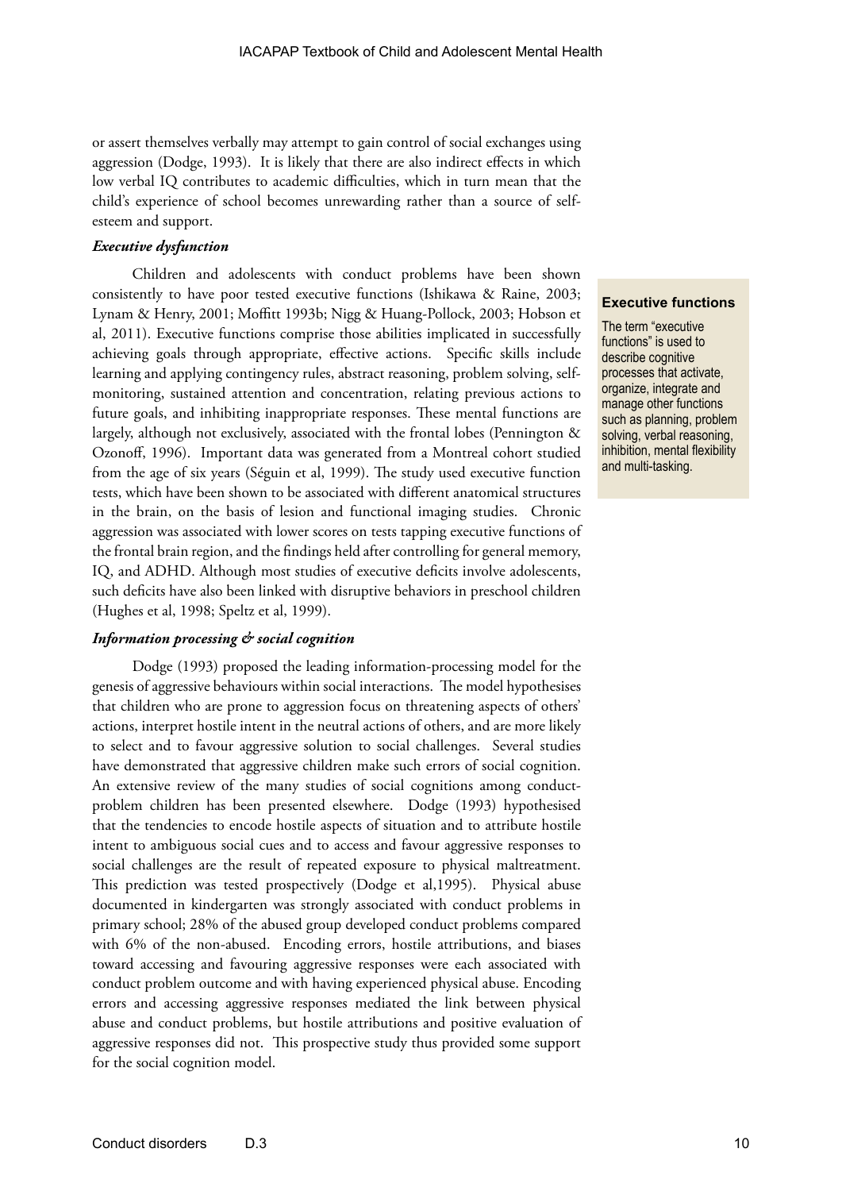or assert themselves verbally may attempt to gain control of social exchanges using aggression (Dodge, 1993). It is likely that there are also indirect effects in which low verbal IQ contributes to academic difficulties, which in turn mean that the child's experience of school becomes unrewarding rather than a source of self-esteem and support.

***Executive dysfunction***

Children and adolescents with conduct problems have been shown consistently to have poor tested executive functions (Ishikawa & Raine, 2003; Lynam & Henry, 2001; Moffitt 1993b; Nigg & Huang-Pollock, 2003; Hobson et al, 2011). Executive functions comprise those abilities implicated in successfully achieving goals through appropriate, effective actions. Specific skills include learning and applying contingency rules, abstract reasoning, problem solving, self-monitoring, sustained attention and concentration, relating previous actions to future goals, and inhibiting inappropriate responses. These mental functions are largely, although not exclusively, associated with the frontal lobes (Pennington & Ozonoff, 1996). Important data was generated from a Montreal cohort studied from the age of six years (Séguin et al, 1999). The study used executive function tests, which have been shown to be associated with different anatomical structures in the brain, on the basis of lesion and functional imaging studies. Chronic aggression was associated with lower scores on tests tapping executive functions of the frontal brain region, and the findings held after controlling for general memory, IQ, and ADHD. Although most studies of executive deficits involve adolescents, such deficits have also been linked with disruptive behaviors in preschool children (Hughes et al, 1998; Speltz et al, 1999).

**Executive functions**

The term "executive functions" is used to describe cognitive processes that activate, organize, integrate and manage other functions such as planning, problem solving, verbal reasoning, inhibition, mental flexibility and multi-tasking.

***Information processing & social cognition***

Dodge (1993) proposed the leading information-processing model for the genesis of aggressive behaviours within social interactions. The model hypothesises that children who are prone to aggression focus on threatening aspects of others' actions, interpret hostile intent in the neutral actions of others, and are more likely to select and to favour aggressive solution to social challenges. Several studies have demonstrated that aggressive children make such errors of social cognition. An extensive review of the many studies of social cognitions among conduct-problem children has been presented elsewhere. Dodge (1993) hypothesised that the tendencies to encode hostile aspects of situation and to attribute hostile intent to ambiguous social cues and to access and favour aggressive responses to social challenges are the result of repeated exposure to physical maltreatment. This prediction was tested prospectively (Dodge et al,1995). Physical abuse documented in kindergarten was strongly associated with conduct problems in primary school; 28% of the abused group developed conduct problems compared with 6% of the non-abused. Encoding errors, hostile attributions, and biases toward accessing and favouring aggressive responses were each associated with conduct problem outcome and with having experienced physical abuse. Encoding errors and accessing aggressive responses mediated the link between physical abuse and conduct problems, but hostile attributions and positive evaluation of aggressive responses did not. This prospective study thus provided some support for the social cognition model.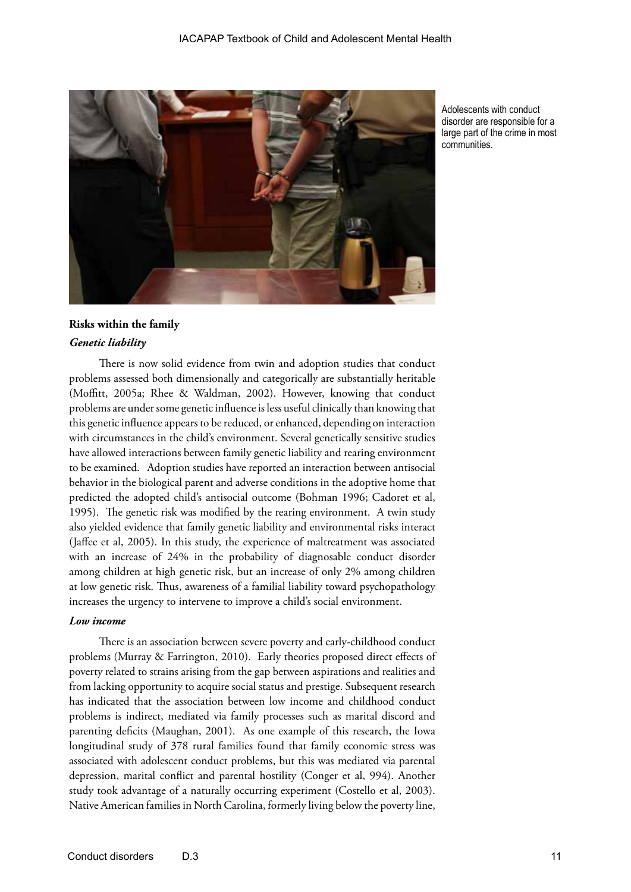Adolescents with conduct disorder are responsible for a large part of the crime in most communities.

## Risks within the family

### *Genetic liability*

There is now solid evidence from twin and adoption studies that conduct problems assessed both dimensionally and categorically are substantially heritable (Moffitt, 2005a; Rhee & Waldman, 2002). However, knowing that conduct problems are under some genetic influence is less useful clinically than knowing that this genetic influence appears to be reduced, or enhanced, depending on interaction with circumstances in the child's environment. Several genetically sensitive studies have allowed interactions between family genetic liability and rearing environment to be examined. Adoption studies have reported an interaction between antisocial behavior in the biological parent and adverse conditions in the adoptive home that predicted the adopted child's antisocial outcome (Bohman 1996; Cadoret et al, 1995). The genetic risk was modified by the rearing environment. A twin study also yielded evidence that family genetic liability and environmental risks interact (Jaffee et al, 2005). In this study, the experience of maltreatment was associated with an increase of 24% in the probability of diagnosable conduct disorder among children at high genetic risk, but an increase of only 2% among children at low genetic risk. Thus, awareness of a familial liability toward psychopathology increases the urgency to intervene to improve a child's social environment.

### *Low income*

There is an association between severe poverty and early-childhood conduct problems (Murray & Farrington, 2010). Early theories proposed direct effects of poverty related to strains arising from the gap between aspirations and realities and from lacking opportunity to acquire social status and prestige. Subsequent research has indicated that the association between low income and childhood conduct problems is indirect, mediated via family processes such as marital discord and parenting deficits (Maughan, 2001). As one example of this research, the Iowa longitudinal study of 378 rural families found that family economic stress was associated with adolescent conduct problems, but this was mediated via parental depression, marital conflict and parental hostility (Conger et al, 994). Another study took advantage of a naturally occurring experiment (Costello et al, 2003). Native American families in North Carolina, formerly living below the poverty line,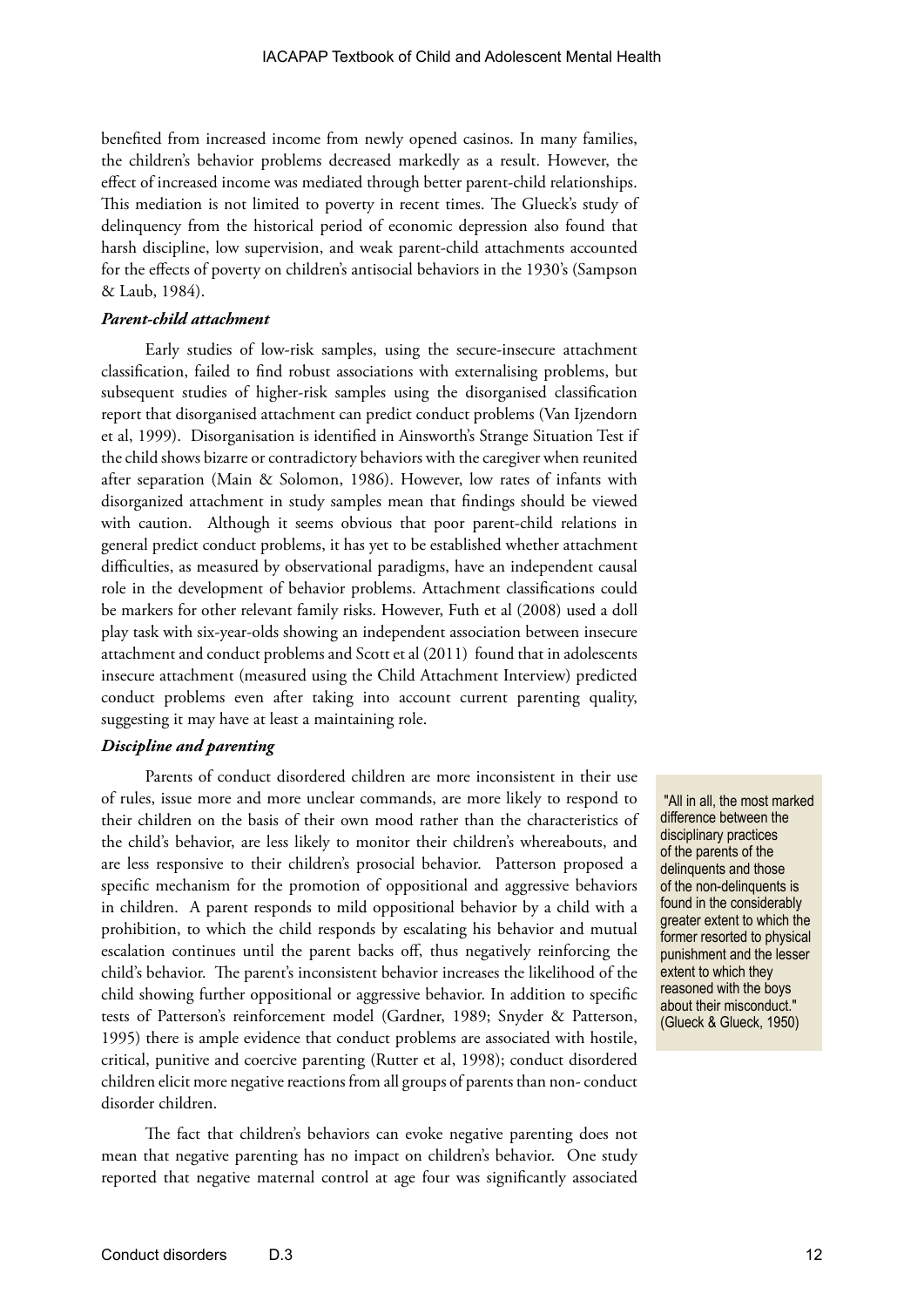benefited from increased income from newly opened casinos. In many families, the children's behavior problems decreased markedly as a result. However, the effect of increased income was mediated through better parent-child relationships. This mediation is not limited to poverty in recent times. The Glueck's study of delinquency from the historical period of economic depression also found that harsh discipline, low supervision, and weak parent-child attachments accounted for the effects of poverty on children's antisocial behaviors in the 1930's (Sampson & Laub, 1984).

### *Parent-child attachment*

Early studies of low-risk samples, using the secure-insecure attachment classification, failed to find robust associations with externalising problems, but subsequent studies of higher-risk samples using the disorganised classification report that disorganised attachment can predict conduct problems (Van Ijzendorn et al, 1999). Disorganisation is identified in Ainsworth's Strange Situation Test if the child shows bizarre or contradictory behaviors with the caregiver when reunited after separation (Main & Solomon, 1986). However, low rates of infants with disorganized attachment in study samples mean that findings should be viewed with caution. Although it seems obvious that poor parent-child relations in general predict conduct problems, it has yet to be established whether attachment difficulties, as measured by observational paradigms, have an independent causal role in the development of behavior problems. Attachment classifications could be markers for other relevant family risks. However, Futh et al (2008) used a doll play task with six-year-olds showing an independent association between insecure attachment and conduct problems and Scott et al (2011) found that in adolescents insecure attachment (measured using the Child Attachment Interview) predicted conduct problems even after taking into account current parenting quality, suggesting it may have at least a maintaining role.

### *Discipline and parenting*

Parents of conduct disordered children are more inconsistent in their use of rules, issue more and more unclear commands, are more likely to respond to their children on the basis of their own mood rather than the characteristics of the child's behavior, are less likely to monitor their children's whereabouts, and are less responsive to their children's prosocial behavior. Patterson proposed a specific mechanism for the promotion of oppositional and aggressive behaviors in children. A parent responds to mild oppositional behavior by a child with a prohibition, to which the child responds by escalating his behavior and mutual escalation continues until the parent backs off, thus negatively reinforcing the child's behavior. The parent's inconsistent behavior increases the likelihood of the child showing further oppositional or aggressive behavior. In addition to specific tests of Patterson's reinforcement model (Gardner, 1989; Snyder & Patterson, 1995) there is ample evidence that conduct problems are associated with hostile, critical, punitive and coercive parenting (Rutter et al, 1998); conduct disordered children elicit more negative reactions from all groups of parents than non- conduct disorder children.

> "All in all, the most marked difference between the disciplinary practices of the parents of the delinquents and those of the non-delinquents is found in the considerably greater extent to which the former resorted to physical punishment and the lesser extent to which they reasoned with the boys about their misconduct." (Glueck & Glueck, 1950)

The fact that children's behaviors can evoke negative parenting does not mean that negative parenting has no impact on children's behavior. One study reported that negative maternal control at age four was significantly associated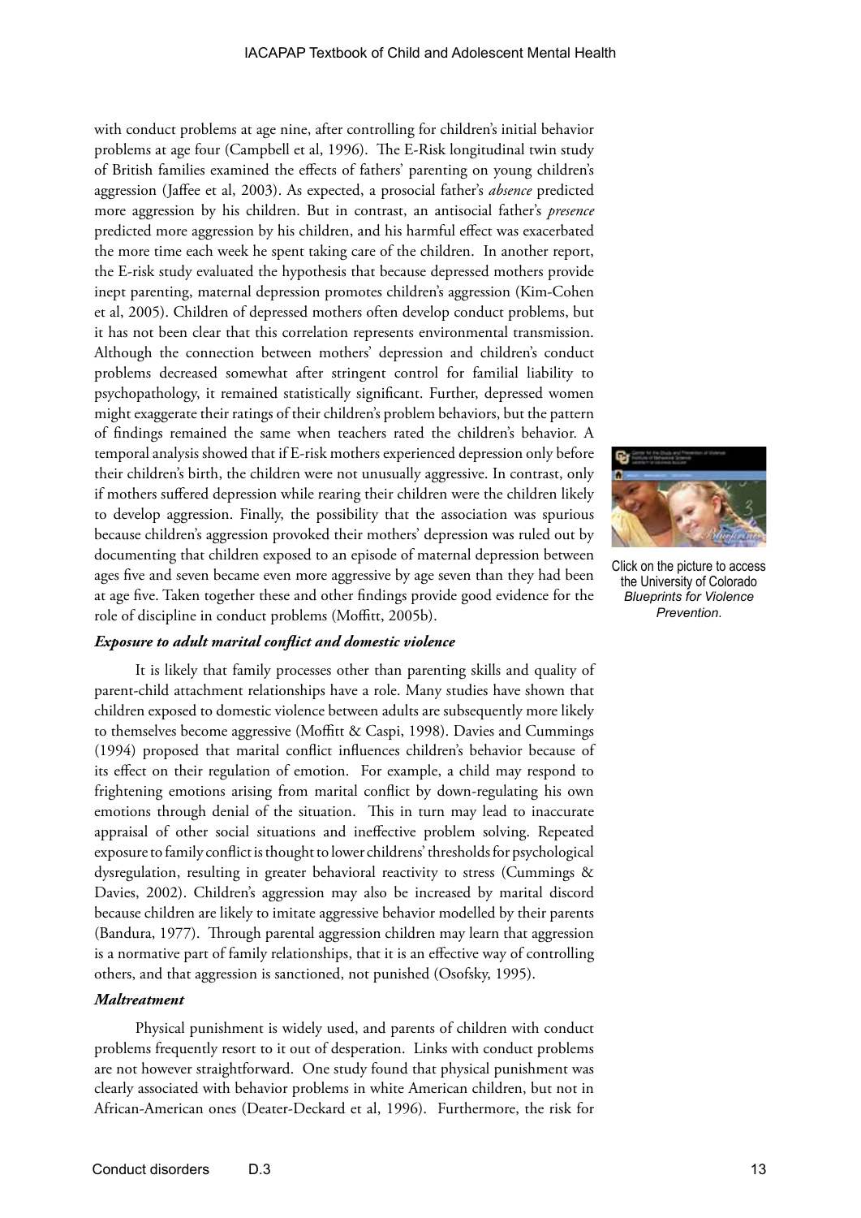with conduct problems at age nine, after controlling for children's initial behavior problems at age four (Campbell et al, 1996). The E-Risk longitudinal twin study of British families examined the effects of fathers' parenting on young children's aggression (Jaffee et al, 2003). As expected, a prosocial father's *absence* predicted more aggression by his children. But in contrast, an antisocial father's *presence* predicted more aggression by his children, and his harmful effect was exacerbated the more time each week he spent taking care of the children. In another report, the E-risk study evaluated the hypothesis that because depressed mothers provide inept parenting, maternal depression promotes children's aggression (Kim-Cohen et al, 2005). Children of depressed mothers often develop conduct problems, but it has not been clear that this correlation represents environmental transmission. Although the connection between mothers' depression and children's conduct problems decreased somewhat after stringent control for familial liability to psychopathology, it remained statistically significant. Further, depressed women might exaggerate their ratings of their children's problem behaviors, but the pattern of findings remained the same when teachers rated the children's behavior. A temporal analysis showed that if E-risk mothers experienced depression only before their children's birth, the children were not unusually aggressive. In contrast, only if mothers suffered depression while rearing their children were the children likely to develop aggression. Finally, the possibility that the association was spurious because children's aggression provoked their mothers' depression was ruled out by documenting that children exposed to an episode of maternal depression between ages five and seven became even more aggressive by age seven than they had been at age five. Taken together these and other findings provide good evidence for the role of discipline in conduct problems (Moffitt, 2005b).

Click on the picture to access the University of Colorado *Blueprints for Violence Prevention*.

***Exposure to adult marital conflict and domestic violence***

It is likely that family processes other than parenting skills and quality of parent-child attachment relationships have a role. Many studies have shown that children exposed to domestic violence between adults are subsequently more likely to themselves become aggressive (Moffitt & Caspi, 1998). Davies and Cummings (1994) proposed that marital conflict influences children's behavior because of its effect on their regulation of emotion. For example, a child may respond to frightening emotions arising from marital conflict by down-regulating his own emotions through denial of the situation. This in turn may lead to inaccurate appraisal of other social situations and ineffective problem solving. Repeated exposure to family conflict is thought to lower childrens' thresholds for psychological dysregulation, resulting in greater behavioral reactivity to stress (Cummings & Davies, 2002). Children's aggression may also be increased by marital discord because children are likely to imitate aggressive behavior modelled by their parents (Bandura, 1977). Through parental aggression children may learn that aggression is a normative part of family relationships, that it is an effective way of controlling others, and that aggression is sanctioned, not punished (Osofsky, 1995).

***Maltreatment***

Physical punishment is widely used, and parents of children with conduct problems frequently resort to it out of desperation. Links with conduct problems are not however straightforward. One study found that physical punishment was clearly associated with behavior problems in white American children, but not in African-American ones (Deater-Deckard et al, 1996). Furthermore, the risk for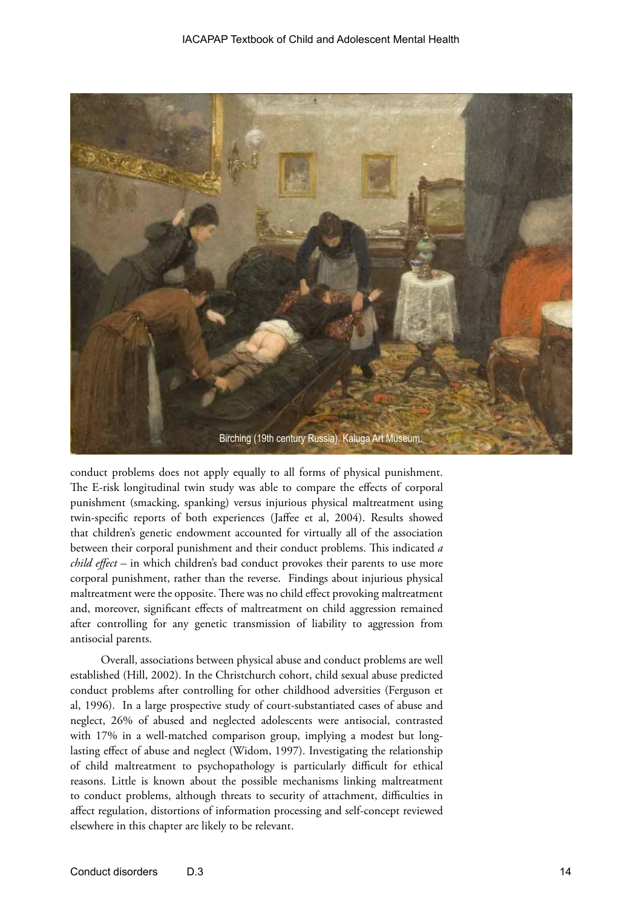Birching (19th century Russia). Kaluga Art Museum.

conduct problems does not apply equally to all forms of physical punishment. The E-risk longitudinal twin study was able to compare the effects of corporal punishment (smacking, spanking) versus injurious physical maltreatment using twin-specific reports of both experiences (Jaffee et al, 2004). Results showed that children's genetic endowment accounted for virtually all of the association between their corporal punishment and their conduct problems. This indicated *a child effect* – in which children's bad conduct provokes their parents to use more corporal punishment, rather than the reverse. Findings about injurious physical maltreatment were the opposite. There was no child effect provoking maltreatment and, moreover, significant effects of maltreatment on child aggression remained after controlling for any genetic transmission of liability to aggression from antisocial parents.

Overall, associations between physical abuse and conduct problems are well established (Hill, 2002). In the Christchurch cohort, child sexual abuse predicted conduct problems after controlling for other childhood adversities (Ferguson et al, 1996). In a large prospective study of court-substantiated cases of abuse and neglect, 26% of abused and neglected adolescents were antisocial, contrasted with 17% in a well-matched comparison group, implying a modest but long-lasting effect of abuse and neglect (Widom, 1997). Investigating the relationship of child maltreatment to psychopathology is particularly difficult for ethical reasons. Little is known about the possible mechanisms linking maltreatment to conduct problems, although threats to security of attachment, difficulties in affect regulation, distortions of information processing and self-concept reviewed elsewhere in this chapter are likely to be relevant.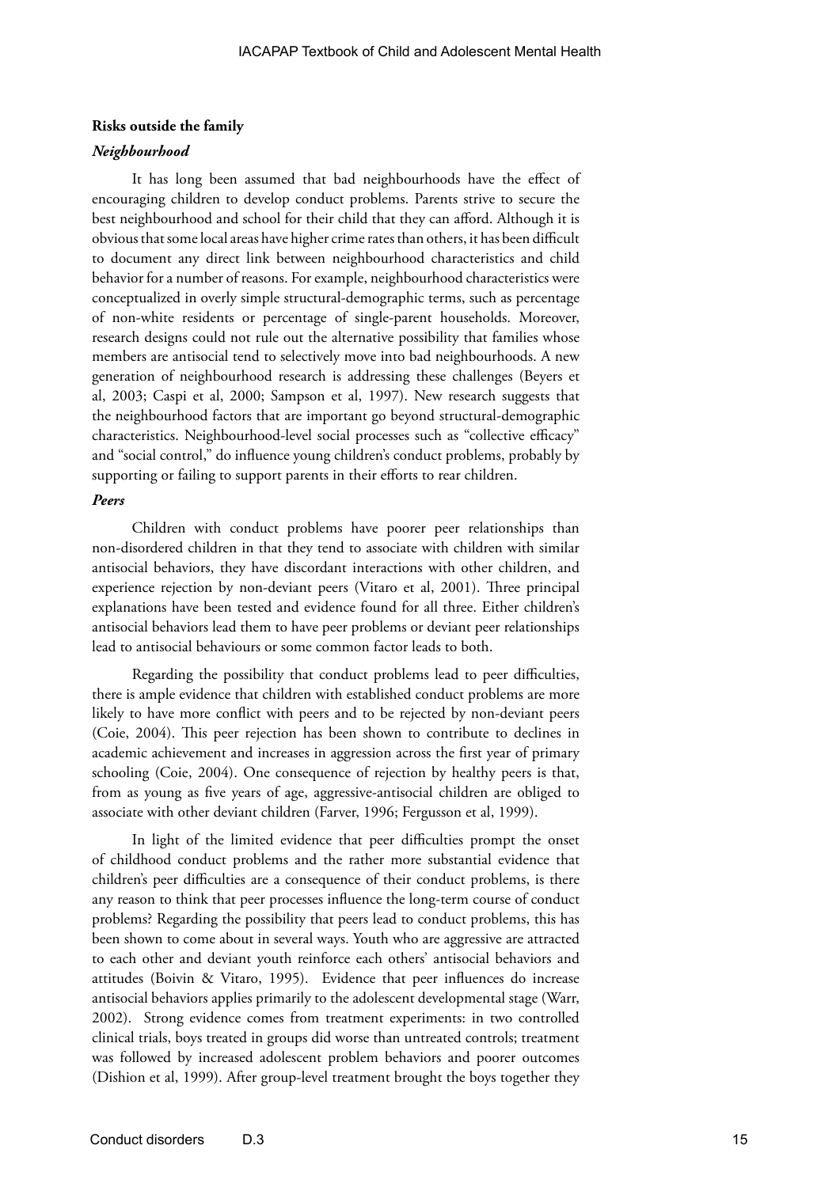**Risks outside the family**

***Neighbourhood***

It has long been assumed that bad neighbourhoods have the effect of encouraging children to develop conduct problems. Parents strive to secure the best neighbourhood and school for their child that they can afford. Although it is obvious that some local areas have higher crime rates than others, it has been difficult to document any direct link between neighbourhood characteristics and child behavior for a number of reasons. For example, neighbourhood characteristics were conceptualized in overly simple structural-demographic terms, such as percentage of non-white residents or percentage of single-parent households. Moreover, research designs could not rule out the alternative possibility that families whose members are antisocial tend to selectively move into bad neighbourhoods. A new generation of neighbourhood research is addressing these challenges (Beyers et al, 2003; Caspi et al, 2000; Sampson et al, 1997). New research suggests that the neighbourhood factors that are important go beyond structural-demographic characteristics. Neighbourhood-level social processes such as "collective efficacy" and "social control," do influence young children's conduct problems, probably by supporting or failing to support parents in their efforts to rear children.

***Peers***

Children with conduct problems have poorer peer relationships than non-disordered children in that they tend to associate with children with similar antisocial behaviors, they have discordant interactions with other children, and experience rejection by non-deviant peers (Vitaro et al, 2001). Three principal explanations have been tested and evidence found for all three. Either children's antisocial behaviors lead them to have peer problems or deviant peer relationships lead to antisocial behaviours or some common factor leads to both.

Regarding the possibility that conduct problems lead to peer difficulties, there is ample evidence that children with established conduct problems are more likely to have more conflict with peers and to be rejected by non-deviant peers (Coie, 2004). This peer rejection has been shown to contribute to declines in academic achievement and increases in aggression across the first year of primary schooling (Coie, 2004). One consequence of rejection by healthy peers is that, from as young as five years of age, aggressive-antisocial children are obliged to associate with other deviant children (Farver, 1996; Fergusson et al, 1999).

In light of the limited evidence that peer difficulties prompt the onset of childhood conduct problems and the rather more substantial evidence that children's peer difficulties are a consequence of their conduct problems, is there any reason to think that peer processes influence the long-term course of conduct problems? Regarding the possibility that peers lead to conduct problems, this has been shown to come about in several ways. Youth who are aggressive are attracted to each other and deviant youth reinforce each others' antisocial behaviors and attitudes (Boivin & Vitaro, 1995). Evidence that peer influences do increase antisocial behaviors applies primarily to the adolescent developmental stage (Warr, 2002). Strong evidence comes from treatment experiments: in two controlled clinical trials, boys treated in groups did worse than untreated controls; treatment was followed by increased adolescent problem behaviors and poorer outcomes (Dishion et al, 1999). After group-level treatment brought the boys together they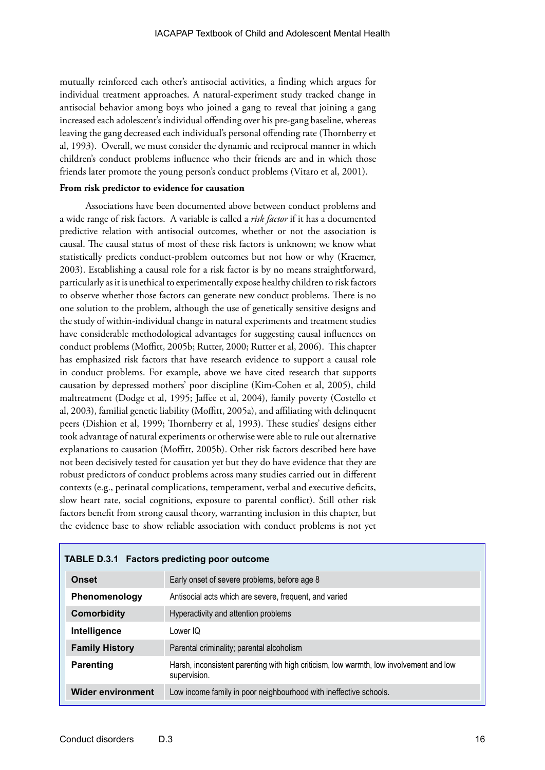mutually reinforced each other's antisocial activities, a finding which argues for individual treatment approaches. A natural-experiment study tracked change in antisocial behavior among boys who joined a gang to reveal that joining a gang increased each adolescent's individual offending over his pre-gang baseline, whereas leaving the gang decreased each individual's personal offending rate (Thornberry et al, 1993). Overall, we must consider the dynamic and reciprocal manner in which children's conduct problems influence who their friends are and in which those friends later promote the young person's conduct problems (Vitaro et al, 2001).

**From risk predictor to evidence for causation**

Associations have been documented above between conduct problems and a wide range of risk factors. A variable is called a *risk factor* if it has a documented predictive relation with antisocial outcomes, whether or not the association is causal. The causal status of most of these risk factors is unknown; we know what statistically predicts conduct-problem outcomes but not how or why (Kraemer, 2003). Establishing a causal role for a risk factor is by no means straightforward, particularly as it is unethical to experimentally expose healthy children to risk factors to observe whether those factors can generate new conduct problems. There is no one solution to the problem, although the use of genetically sensitive designs and the study of within-individual change in natural experiments and treatment studies have considerable methodological advantages for suggesting causal influences on conduct problems (Moffitt, 2005b; Rutter, 2000; Rutter et al, 2006). This chapter has emphasized risk factors that have research evidence to support a causal role in conduct problems. For example, above we have cited research that supports causation by depressed mothers' poor discipline (Kim-Cohen et al, 2005), child maltreatment (Dodge et al, 1995; Jaffee et al, 2004), family poverty (Costello et al, 2003), familial genetic liability (Moffitt, 2005a), and affiliating with delinquent peers (Dishion et al, 1999; Thornberry et al, 1993). These studies' designs either took advantage of natural experiments or otherwise were able to rule out alternative explanations to causation (Moffitt, 2005b). Other risk factors described here have not been decisively tested for causation yet but they do have evidence that they are robust predictors of conduct problems across many studies carried out in different contexts (e.g., perinatal complications, temperament, verbal and executive deficits, slow heart rate, social cognitions, exposure to parental conflict). Still other risk factors benefit from strong causal theory, warranting inclusion in this chapter, but the evidence base to show reliable association with conduct problems is not yet

**TABLE D.3.1 Factors predicting poor outcome**

| | |
|---|---|
| **Onset** | Early onset of severe problems, before age 8 |
| **Phenomenology** | Antisocial acts which are severe, frequent, and varied |
| **Comorbidity** | Hyperactivity and attention problems |
| **Intelligence** | Lower IQ |
| **Family History** | Parental criminality; parental alcoholism |
| **Parenting** | Harsh, inconsistent parenting with high criticism, low warmth, low involvement and low supervision. |
| **Wider environment** | Low income family in poor neighbourhood with ineffective schools. |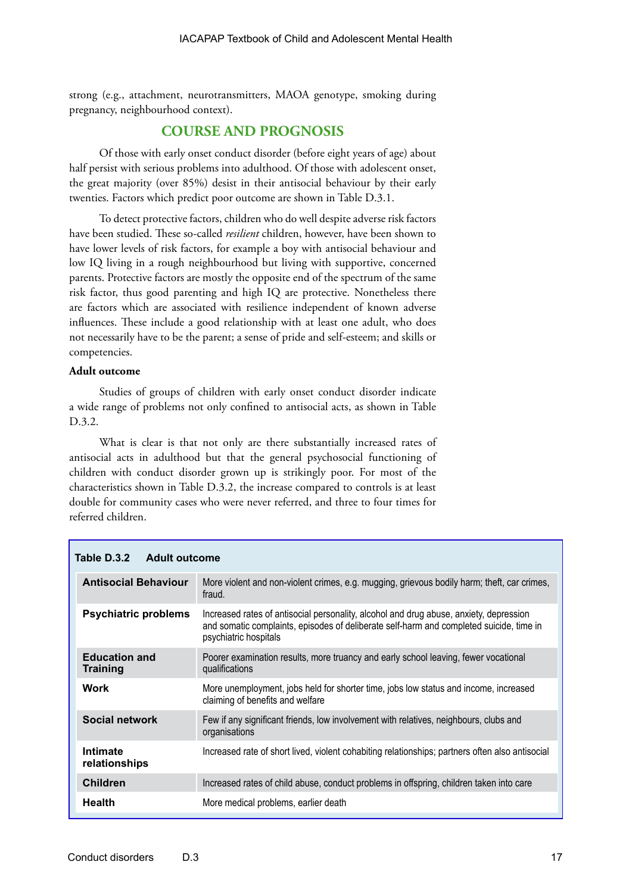strong (e.g., attachment, neurotransmitters, MAOA genotype, smoking during pregnancy, neighbourhood context).

## COURSE AND PROGNOSIS

Of those with early onset conduct disorder (before eight years of age) about half persist with serious problems into adulthood. Of those with adolescent onset, the great majority (over 85%) desist in their antisocial behaviour by their early twenties. Factors which predict poor outcome are shown in Table D.3.1.

To detect protective factors, children who do well despite adverse risk factors have been studied. These so-called *resilient* children, however, have been shown to have lower levels of risk factors, for example a boy with antisocial behaviour and low IQ living in a rough neighbourhood but living with supportive, concerned parents. Protective factors are mostly the opposite end of the spectrum of the same risk factor, thus good parenting and high IQ are protective. Nonetheless there are factors which are associated with resilience independent of known adverse influences. These include a good relationship with at least one adult, who does not necessarily have to be the parent; a sense of pride and self-esteem; and skills or competencies.

**Adult outcome**

Studies of groups of children with early onset conduct disorder indicate a wide range of problems not only confined to antisocial acts, as shown in Table D.3.2.

What is clear is that not only are there substantially increased rates of antisocial acts in adulthood but that the general psychosocial functioning of children with conduct disorder grown up is strikingly poor. For most of the characteristics shown in Table D.3.2, the increase compared to controls is at least double for community cases who were never referred, and three to four times for referred children.

**Table D.3.2 Adult outcome**

| | |
|---|---|
| **Antisocial Behaviour** | More violent and non-violent crimes, e.g. mugging, grievous bodily harm; theft, car crimes, fraud. |
| **Psychiatric problems** | Increased rates of antisocial personality, alcohol and drug abuse, anxiety, depression and somatic complaints, episodes of deliberate self-harm and completed suicide, time in psychiatric hospitals |
| **Education and Training** | Poorer examination results, more truancy and early school leaving, fewer vocational qualifications |
| **Work** | More unemployment, jobs held for shorter time, jobs low status and income, increased claiming of benefits and welfare |
| **Social network** | Few if any significant friends, low involvement with relatives, neighbours, clubs and organisations |
| **Intimate relationships** | Increased rate of short lived, violent cohabiting relationships; partners often also antisocial |
| **Children** | Increased rates of child abuse, conduct problems in offspring, children taken into care |
| **Health** | More medical problems, earlier death |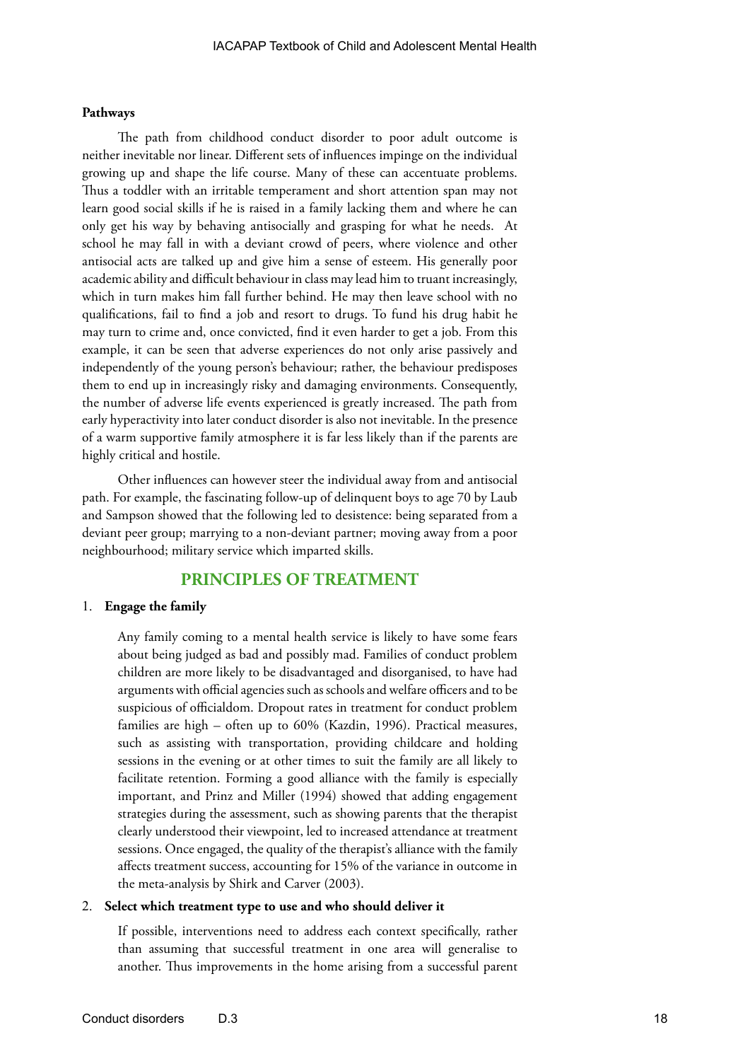#### Pathways

The path from childhood conduct disorder to poor adult outcome is neither inevitable nor linear. Different sets of influences impinge on the individual growing up and shape the life course. Many of these can accentuate problems. Thus a toddler with an irritable temperament and short attention span may not learn good social skills if he is raised in a family lacking them and where he can only get his way by behaving antisocially and grasping for what he needs. At school he may fall in with a deviant crowd of peers, where violence and other antisocial acts are talked up and give him a sense of esteem. His generally poor academic ability and difficult behaviour in class may lead him to truant increasingly, which in turn makes him fall further behind. He may then leave school with no qualifications, fail to find a job and resort to drugs. To fund his drug habit he may turn to crime and, once convicted, find it even harder to get a job. From this example, it can be seen that adverse experiences do not only arise passively and independently of the young person's behaviour; rather, the behaviour predisposes them to end up in increasingly risky and damaging environments. Consequently, the number of adverse life events experienced is greatly increased. The path from early hyperactivity into later conduct disorder is also not inevitable. In the presence of a warm supportive family atmosphere it is far less likely than if the parents are highly critical and hostile.

Other influences can however steer the individual away from and antisocial path. For example, the fascinating follow-up of delinquent boys to age 70 by Laub and Sampson showed that the following led to desistence: being separated from a deviant peer group; marrying to a non-deviant partner; moving away from a poor neighbourhood; military service which imparted skills.

## PRINCIPLES OF TREATMENT

1. **Engage the family**

   Any family coming to a mental health service is likely to have some fears about being judged as bad and possibly mad. Families of conduct problem children are more likely to be disadvantaged and disorganised, to have had arguments with official agencies such as schools and welfare officers and to be suspicious of officialdom. Dropout rates in treatment for conduct problem families are high – often up to 60% (Kazdin, 1996). Practical measures, such as assisting with transportation, providing childcare and holding sessions in the evening or at other times to suit the family are all likely to facilitate retention. Forming a good alliance with the family is especially important, and Prinz and Miller (1994) showed that adding engagement strategies during the assessment, such as showing parents that the therapist clearly understood their viewpoint, led to increased attendance at treatment sessions. Once engaged, the quality of the therapist's alliance with the family affects treatment success, accounting for 15% of the variance in outcome in the meta-analysis by Shirk and Carver (2003).

2. **Select which treatment type to use and who should deliver it**

   If possible, interventions need to address each context specifically, rather than assuming that successful treatment in one area will generalise to another. Thus improvements in the home arising from a successful parent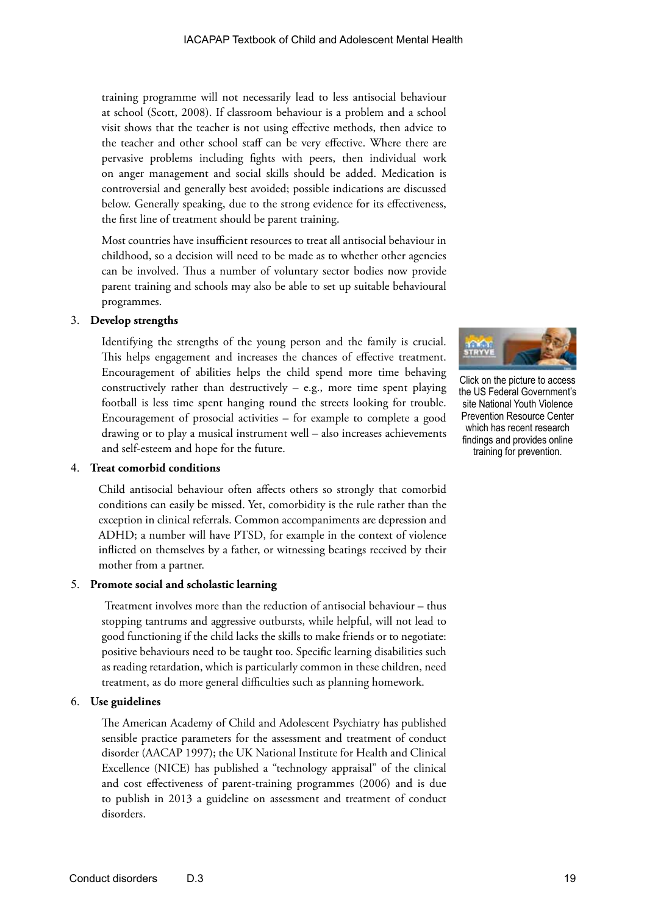training programme will not necessarily lead to less antisocial behaviour at school (Scott, 2008). If classroom behaviour is a problem and a school visit shows that the teacher is not using effective methods, then advice to the teacher and other school staff can be very effective. Where there are pervasive problems including fights with peers, then individual work on anger management and social skills should be added. Medication is controversial and generally best avoided; possible indications are discussed below. Generally speaking, due to the strong evidence for its effectiveness, the first line of treatment should be parent training.

Most countries have insufficient resources to treat all antisocial behaviour in childhood, so a decision will need to be made as to whether other agencies can be involved. Thus a number of voluntary sector bodies now provide parent training and schools may also be able to set up suitable behavioural programmes.

3. **Develop strengths**

   Identifying the strengths of the young person and the family is crucial. This helps engagement and increases the chances of effective treatment. Encouragement of abilities helps the child spend more time behaving constructively rather than destructively – e.g., more time spent playing football is less time spent hanging round the streets looking for trouble. Encouragement of prosocial activities – for example to complete a good drawing or to play a musical instrument well – also increases achievements and self-esteem and hope for the future.

Click on the picture to access the US Federal Government's site National Youth Violence Prevention Resource Center which has recent research findings and provides online training for prevention.

4. **Treat comorbid conditions**

   Child antisocial behaviour often affects others so strongly that comorbid conditions can easily be missed. Yet, comorbidity is the rule rather than the exception in clinical referrals. Common accompaniments are depression and ADHD; a number will have PTSD, for example in the context of violence inflicted on themselves by a father, or witnessing beatings received by their mother from a partner.

5. **Promote social and scholastic learning**

   Treatment involves more than the reduction of antisocial behaviour – thus stopping tantrums and aggressive outbursts, while helpful, will not lead to good functioning if the child lacks the skills to make friends or to negotiate: positive behaviours need to be taught too. Specific learning disabilities such as reading retardation, which is particularly common in these children, need treatment, as do more general difficulties such as planning homework.

6. **Use guidelines**

   The American Academy of Child and Adolescent Psychiatry has published sensible practice parameters for the assessment and treatment of conduct disorder (AACAP 1997); the UK National Institute for Health and Clinical Excellence (NICE) has published a "technology appraisal" of the clinical and cost effectiveness of parent-training programmes (2006) and is due to publish in 2013 a guideline on assessment and treatment of conduct disorders.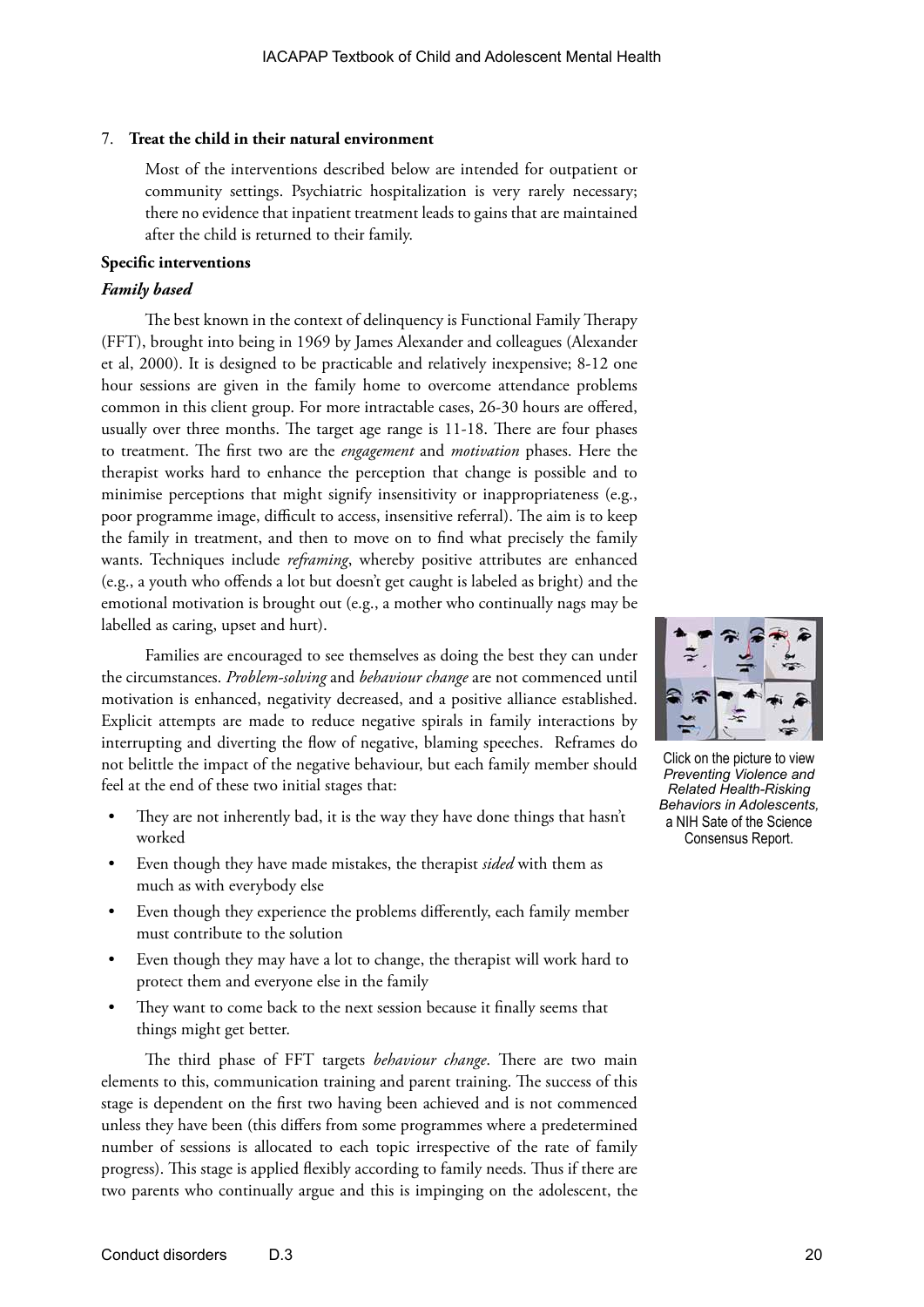7. **Treat the child in their natural environment**

   Most of the interventions described below are intended for outpatient or community settings. Psychiatric hospitalization is very rarely necessary; there no evidence that inpatient treatment leads to gains that are maintained after the child is returned to their family.

**Specific interventions**

***Family based***

The best known in the context of delinquency is Functional Family Therapy (FFT), brought into being in 1969 by James Alexander and colleagues (Alexander et al, 2000). It is designed to be practicable and relatively inexpensive; 8-12 one hour sessions are given in the family home to overcome attendance problems common in this client group. For more intractable cases, 26-30 hours are offered, usually over three months. The target age range is 11-18. There are four phases to treatment. The first two are the *engagement* and *motivation* phases. Here the therapist works hard to enhance the perception that change is possible and to minimise perceptions that might signify insensitivity or inappropriateness (e.g., poor programme image, difficult to access, insensitive referral). The aim is to keep the family in treatment, and then to move on to find what precisely the family wants. Techniques include *reframing*, whereby positive attributes are enhanced (e.g., a youth who offends a lot but doesn't get caught is labeled as bright) and the emotional motivation is brought out (e.g., a mother who continually nags may be labelled as caring, upset and hurt).

Click on the picture to view *Preventing Violence and Related Health-Risking Behaviors in Adolescents,* a NIH Sate of the Science Consensus Report.

Families are encouraged to see themselves as doing the best they can under the circumstances. *Problem-solving* and *behaviour change* are not commenced until motivation is enhanced, negativity decreased, and a positive alliance established. Explicit attempts are made to reduce negative spirals in family interactions by interrupting and diverting the flow of negative, blaming speeches. Reframes do not belittle the impact of the negative behaviour, but each family member should feel at the end of these two initial stages that:

- They are not inherently bad, it is the way they have done things that hasn't worked
- Even though they have made mistakes, the therapist *sided* with them as much as with everybody else
- Even though they experience the problems differently, each family member must contribute to the solution
- Even though they may have a lot to change, the therapist will work hard to protect them and everyone else in the family
- They want to come back to the next session because it finally seems that things might get better.

The third phase of FFT targets *behaviour change*. There are two main elements to this, communication training and parent training. The success of this stage is dependent on the first two having been achieved and is not commenced unless they have been (this differs from some programmes where a predetermined number of sessions is allocated to each topic irrespective of the rate of family progress). This stage is applied flexibly according to family needs. Thus if there are two parents who continually argue and this is impinging on the adolescent, the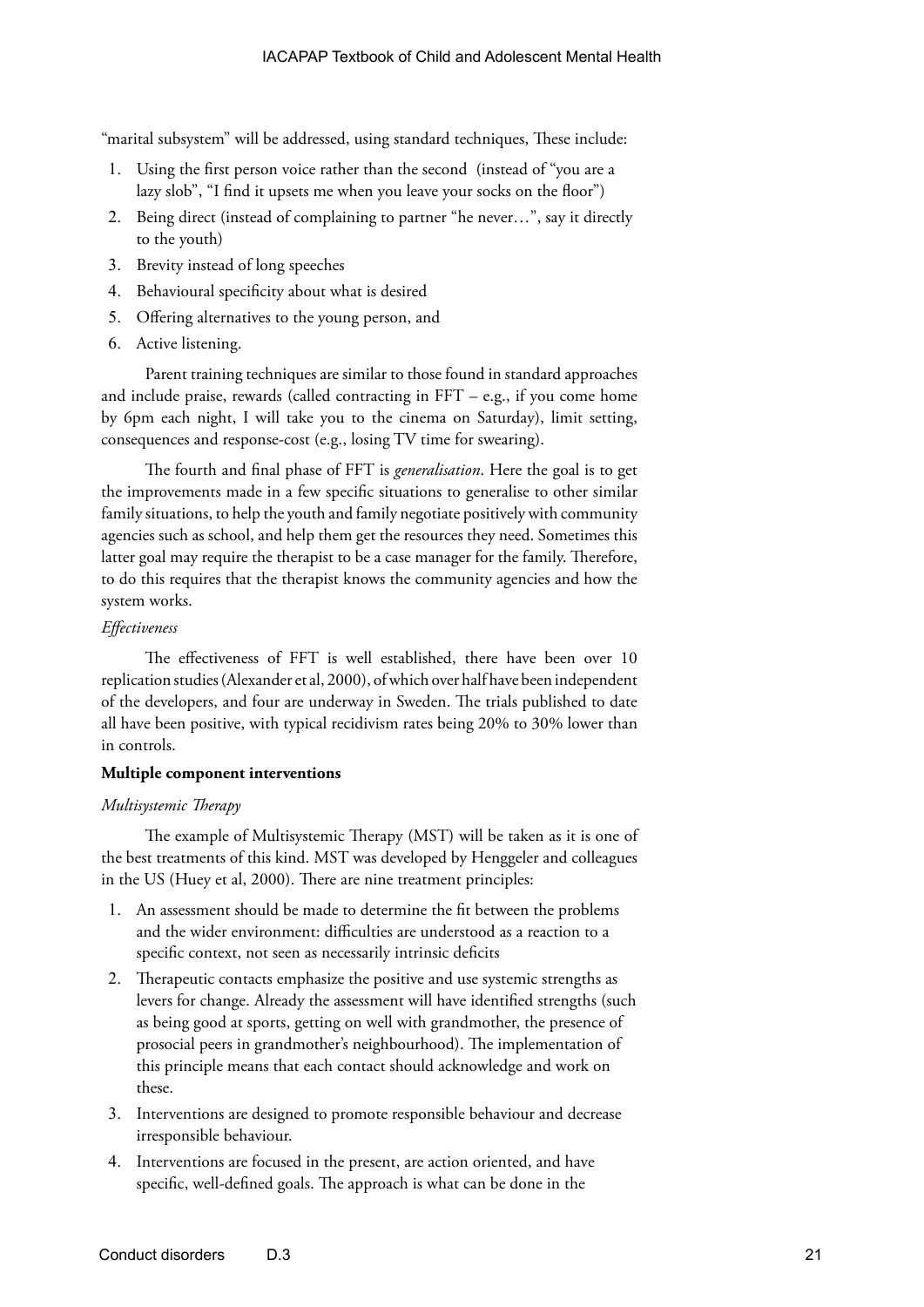"marital subsystem" will be addressed, using standard techniques, These include:

1. Using the first person voice rather than the second (instead of "you are a lazy slob", "I find it upsets me when you leave your socks on the floor")
2. Being direct (instead of complaining to partner "he never…", say it directly to the youth)
3. Brevity instead of long speeches
4. Behavioural specificity about what is desired
5. Offering alternatives to the young person, and
6. Active listening.

Parent training techniques are similar to those found in standard approaches and include praise, rewards (called contracting in FFT – e.g., if you come home by 6pm each night, I will take you to the cinema on Saturday), limit setting, consequences and response-cost (e.g., losing TV time for swearing).

The fourth and final phase of FFT is *generalisation*. Here the goal is to get the improvements made in a few specific situations to generalise to other similar family situations, to help the youth and family negotiate positively with community agencies such as school, and help them get the resources they need. Sometimes this latter goal may require the therapist to be a case manager for the family. Therefore, to do this requires that the therapist knows the community agencies and how the system works.

*Effectiveness*

The effectiveness of FFT is well established, there have been over 10 replication studies (Alexander et al, 2000), of which over half have been independent of the developers, and four are underway in Sweden. The trials published to date all have been positive, with typical recidivism rates being 20% to 30% lower than in controls.

**Multiple component interventions**

*Multisystemic Therapy*

The example of Multisystemic Therapy (MST) will be taken as it is one of the best treatments of this kind. MST was developed by Henggeler and colleagues in the US (Huey et al, 2000). There are nine treatment principles:

1. An assessment should be made to determine the fit between the problems and the wider environment: difficulties are understood as a reaction to a specific context, not seen as necessarily intrinsic deficits
2. Therapeutic contacts emphasize the positive and use systemic strengths as levers for change. Already the assessment will have identified strengths (such as being good at sports, getting on well with grandmother, the presence of prosocial peers in grandmother's neighbourhood). The implementation of this principle means that each contact should acknowledge and work on these.
3. Interventions are designed to promote responsible behaviour and decrease irresponsible behaviour.
4. Interventions are focused in the present, are action oriented, and have specific, well-defined goals. The approach is what can be done in the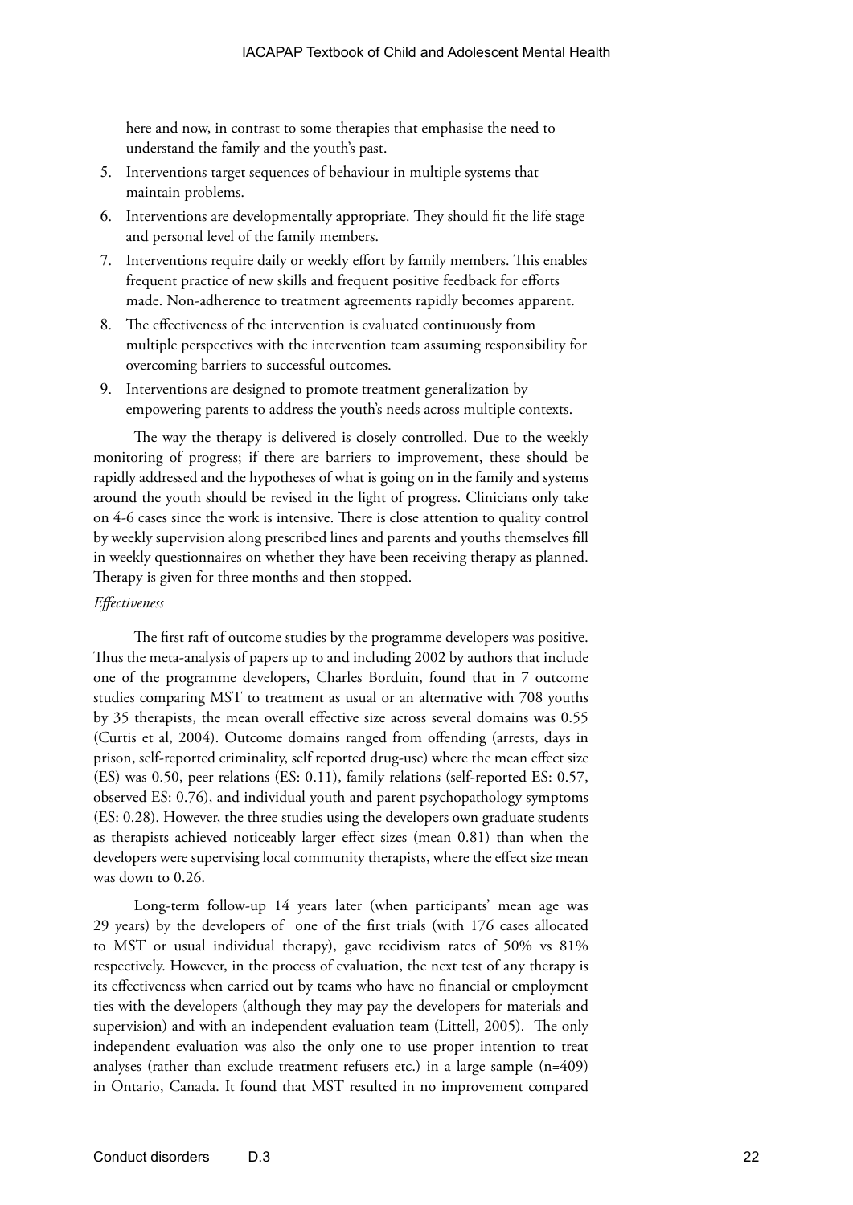here and now, in contrast to some therapies that emphasise the need to understand the family and the youth's past.

5. Interventions target sequences of behaviour in multiple systems that maintain problems.
6. Interventions are developmentally appropriate. They should fit the life stage and personal level of the family members.
7. Interventions require daily or weekly effort by family members. This enables frequent practice of new skills and frequent positive feedback for efforts made. Non-adherence to treatment agreements rapidly becomes apparent.
8. The effectiveness of the intervention is evaluated continuously from multiple perspectives with the intervention team assuming responsibility for overcoming barriers to successful outcomes.
9. Interventions are designed to promote treatment generalization by empowering parents to address the youth's needs across multiple contexts.

The way the therapy is delivered is closely controlled. Due to the weekly monitoring of progress; if there are barriers to improvement, these should be rapidly addressed and the hypotheses of what is going on in the family and systems around the youth should be revised in the light of progress. Clinicians only take on 4-6 cases since the work is intensive. There is close attention to quality control by weekly supervision along prescribed lines and parents and youths themselves fill in weekly questionnaires on whether they have been receiving therapy as planned. Therapy is given for three months and then stopped.

*Effectiveness*

The first raft of outcome studies by the programme developers was positive. Thus the meta-analysis of papers up to and including 2002 by authors that include one of the programme developers, Charles Borduin, found that in 7 outcome studies comparing MST to treatment as usual or an alternative with 708 youths by 35 therapists, the mean overall effective size across several domains was 0.55 (Curtis et al, 2004). Outcome domains ranged from offending (arrests, days in prison, self-reported criminality, self reported drug-use) where the mean effect size (ES) was 0.50, peer relations (ES: 0.11), family relations (self-reported ES: 0.57, observed ES: 0.76), and individual youth and parent psychopathology symptoms (ES: 0.28). However, the three studies using the developers own graduate students as therapists achieved noticeably larger effect sizes (mean 0.81) than when the developers were supervising local community therapists, where the effect size mean was down to 0.26.

Long-term follow-up 14 years later (when participants' mean age was 29 years) by the developers of one of the first trials (with 176 cases allocated to MST or usual individual therapy), gave recidivism rates of 50% vs 81% respectively. However, in the process of evaluation, the next test of any therapy is its effectiveness when carried out by teams who have no financial or employment ties with the developers (although they may pay the developers for materials and supervision) and with an independent evaluation team (Littell, 2005). The only independent evaluation was also the only one to use proper intention to treat analyses (rather than exclude treatment refusers etc.) in a large sample (n=409) in Ontario, Canada. It found that MST resulted in no improvement compared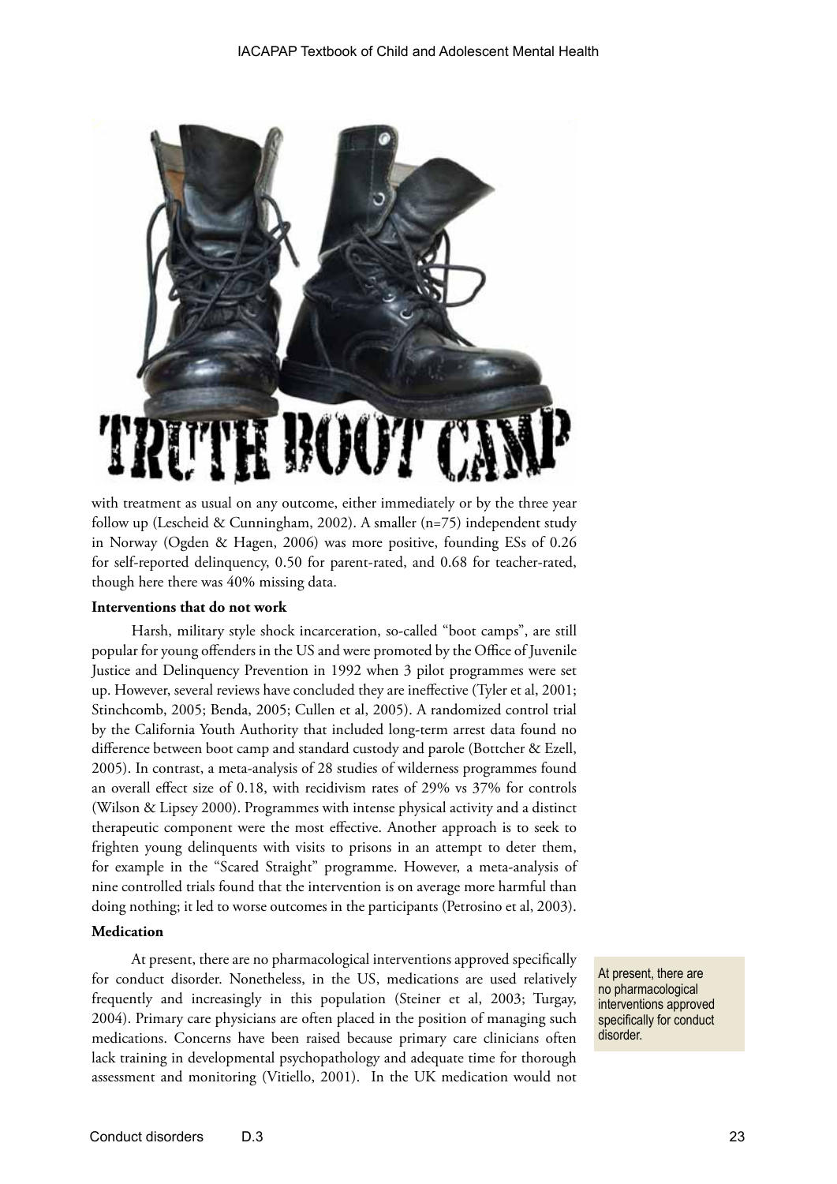with treatment as usual on any outcome, either immediately or by the three year follow up (Lescheid & Cunningham, 2002). A smaller (n=75) independent study in Norway (Ogden & Hagen, 2006) was more positive, founding ESs of 0.26 for self-reported delinquency, 0.50 for parent-rated, and 0.68 for teacher-rated, though here there was 40% missing data.

**Interventions that do not work**

Harsh, military style shock incarceration, so-called "boot camps", are still popular for young offenders in the US and were promoted by the Office of Juvenile Justice and Delinquency Prevention in 1992 when 3 pilot programmes were set up. However, several reviews have concluded they are ineffective (Tyler et al, 2001; Stinchcomb, 2005; Benda, 2005; Cullen et al, 2005). A randomized control trial by the California Youth Authority that included long-term arrest data found no difference between boot camp and standard custody and parole (Bottcher & Ezell, 2005). In contrast, a meta-analysis of 28 studies of wilderness programmes found an overall effect size of 0.18, with recidivism rates of 29% vs 37% for controls (Wilson & Lipsey 2000). Programmes with intense physical activity and a distinct therapeutic component were the most effective. Another approach is to seek to frighten young delinquents with visits to prisons in an attempt to deter them, for example in the "Scared Straight" programme. However, a meta-analysis of nine controlled trials found that the intervention is on average more harmful than doing nothing; it led to worse outcomes in the participants (Petrosino et al, 2003).

**Medication**

At present, there are no pharmacological interventions approved specifically for conduct disorder. Nonetheless, in the US, medications are used relatively frequently and increasingly in this population (Steiner et al, 2003; Turgay, 2004). Primary care physicians are often placed in the position of managing such medications. Concerns have been raised because primary care clinicians often lack training in developmental psychopathology and adequate time for thorough assessment and monitoring (Vitiello, 2001). In the UK medication would not

At present, there are no pharmacological interventions approved specifically for conduct disorder.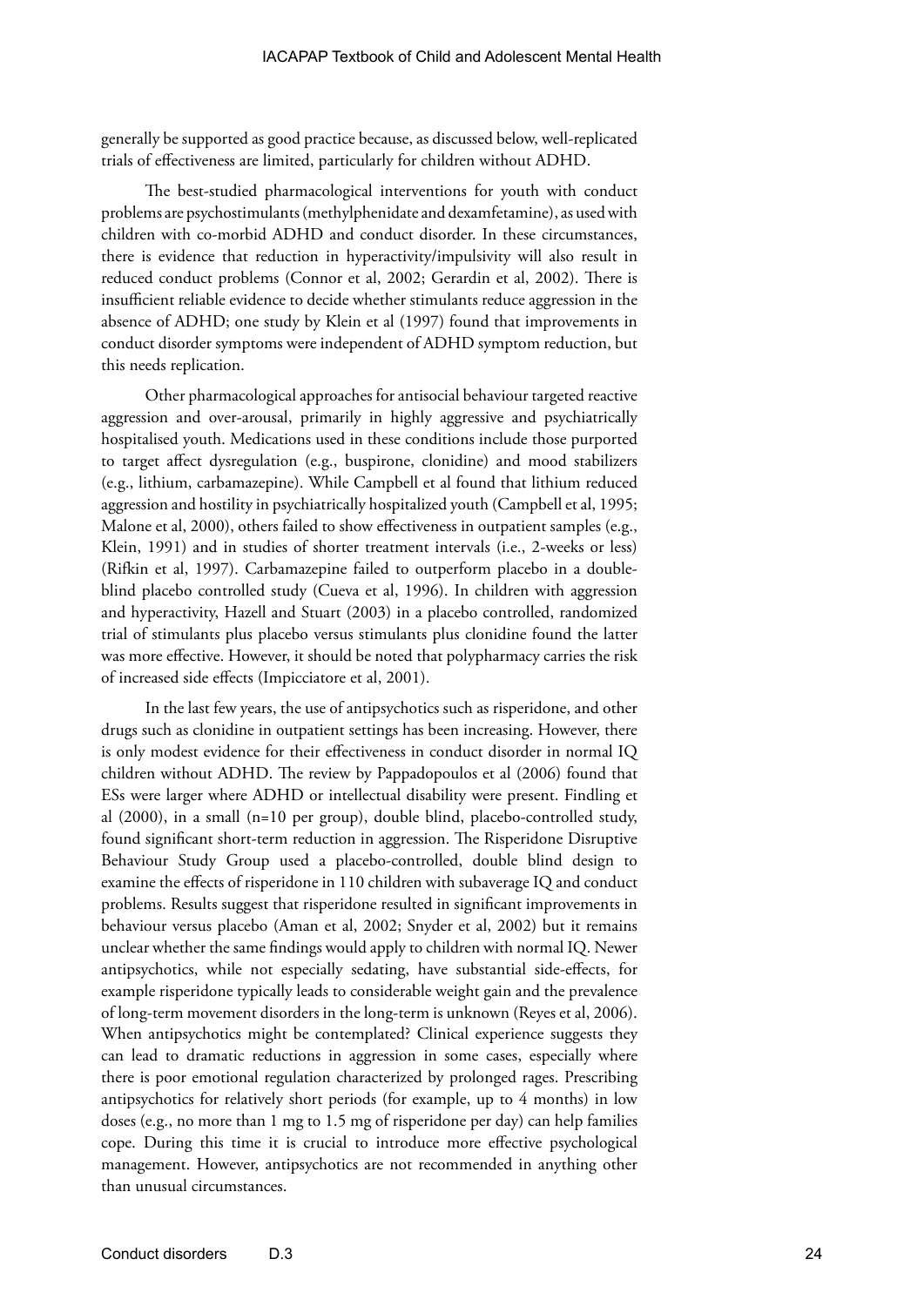generally be supported as good practice because, as discussed below, well-replicated trials of effectiveness are limited, particularly for children without ADHD.

The best-studied pharmacological interventions for youth with conduct problems are psychostimulants (methylphenidate and dexamfetamine), as used with children with co-morbid ADHD and conduct disorder. In these circumstances, there is evidence that reduction in hyperactivity/impulsivity will also result in reduced conduct problems (Connor et al, 2002; Gerardin et al, 2002). There is insufficient reliable evidence to decide whether stimulants reduce aggression in the absence of ADHD; one study by Klein et al (1997) found that improvements in conduct disorder symptoms were independent of ADHD symptom reduction, but this needs replication.

Other pharmacological approaches for antisocial behaviour targeted reactive aggression and over-arousal, primarily in highly aggressive and psychiatrically hospitalised youth. Medications used in these conditions include those purported to target affect dysregulation (e.g., buspirone, clonidine) and mood stabilizers (e.g., lithium, carbamazepine). While Campbell et al found that lithium reduced aggression and hostility in psychiatrically hospitalized youth (Campbell et al, 1995; Malone et al, 2000), others failed to show effectiveness in outpatient samples (e.g., Klein, 1991) and in studies of shorter treatment intervals (i.e., 2-weeks or less) (Rifkin et al, 1997). Carbamazepine failed to outperform placebo in a double-blind placebo controlled study (Cueva et al, 1996). In children with aggression and hyperactivity, Hazell and Stuart (2003) in a placebo controlled, randomized trial of stimulants plus placebo versus stimulants plus clonidine found the latter was more effective. However, it should be noted that polypharmacy carries the risk of increased side effects (Impicciatore et al, 2001).

In the last few years, the use of antipsychotics such as risperidone, and other drugs such as clonidine in outpatient settings has been increasing. However, there is only modest evidence for their effectiveness in conduct disorder in normal IQ children without ADHD. The review by Pappadopoulos et al (2006) found that ESs were larger where ADHD or intellectual disability were present. Findling et al (2000), in a small (n=10 per group), double blind, placebo-controlled study, found significant short-term reduction in aggression. The Risperidone Disruptive Behaviour Study Group used a placebo-controlled, double blind design to examine the effects of risperidone in 110 children with subaverage IQ and conduct problems. Results suggest that risperidone resulted in significant improvements in behaviour versus placebo (Aman et al, 2002; Snyder et al, 2002) but it remains unclear whether the same findings would apply to children with normal IQ. Newer antipsychotics, while not especially sedating, have substantial side-effects, for example risperidone typically leads to considerable weight gain and the prevalence of long-term movement disorders in the long-term is unknown (Reyes et al, 2006). When antipsychotics might be contemplated? Clinical experience suggests they can lead to dramatic reductions in aggression in some cases, especially where there is poor emotional regulation characterized by prolonged rages. Prescribing antipsychotics for relatively short periods (for example, up to 4 months) in low doses (e.g., no more than 1 mg to 1.5 mg of risperidone per day) can help families cope. During this time it is crucial to introduce more effective psychological management. However, antipsychotics are not recommended in anything other than unusual circumstances.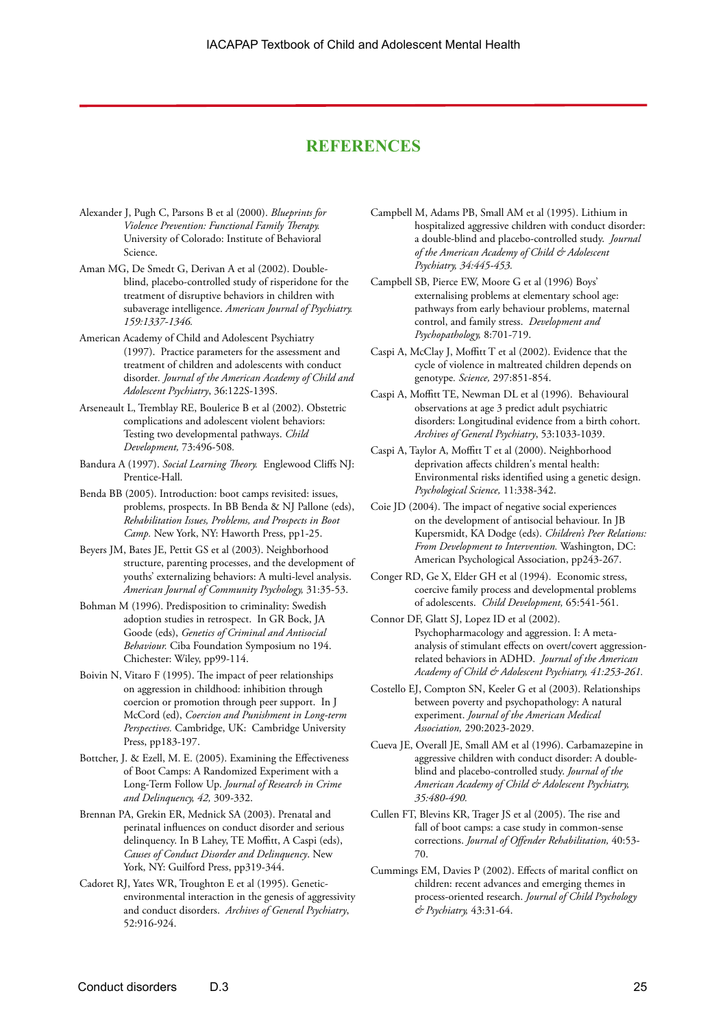## REFERENCES

Alexander J, Pugh C, Parsons B et al (2000). *Blueprints for Violence Prevention: Functional Family Therapy.* University of Colorado: Institute of Behavioral Science.

Aman MG, De Smedt G, Derivan A et al (2002). Double-blind, placebo-controlled study of risperidone for the treatment of disruptive behaviors in children with subaverage intelligence. *American Journal of Psychiatry. 159:1337-1346.*

American Academy of Child and Adolescent Psychiatry (1997). Practice parameters for the assessment and treatment of children and adolescents with conduct disorder. *Journal of the American Academy of Child and Adolescent Psychiatry*, 36:122S-139S.

Arseneault L, Tremblay RE, Boulerice B et al (2002). Obstetric complications and adolescent violent behaviors: Testing two developmental pathways. *Child Development,* 73:496-508.

Bandura A (1997). *Social Learning Theory.* Englewood Cliffs NJ: Prentice-Hall.

Benda BB (2005). Introduction: boot camps revisited: issues, problems, prospects. In BB Benda & NJ Pallone (eds), *Rehabilitation Issues, Problems, and Prospects in Boot Camp.* New York, NY: Haworth Press, pp1-25.

Beyers JM, Bates JE, Pettit GS et al (2003). Neighborhood structure, parenting processes, and the development of youths' externalizing behaviors: A multi-level analysis. *American Journal of Community Psychology,* 31:35-53.

Bohman M (1996). Predisposition to criminality: Swedish adoption studies in retrospect. In GR Bock, JA Goode (eds), *Genetics of Criminal and Antisocial Behaviour.* Ciba Foundation Symposium no 194. Chichester: Wiley, pp99-114.

Boivin N, Vitaro F (1995). The impact of peer relationships on aggression in childhood: inhibition through coercion or promotion through peer support. In J McCord (ed), *Coercion and Punishment in Long-term Perspectives.* Cambridge, UK: Cambridge University Press, pp183-197.

Bottcher, J. & Ezell, M. E. (2005). Examining the Effectiveness of Boot Camps: A Randomized Experiment with a Long-Term Follow Up. *Journal of Research in Crime and Delinquency, 42,* 309-332.

Brennan PA, Grekin ER, Mednick SA (2003). Prenatal and perinatal influences on conduct disorder and serious delinquency. In B Lahey, TE Moffitt, A Caspi (eds), *Causes of Conduct Disorder and Delinquency*. New York, NY: Guilford Press, pp319-344.

Cadoret RJ, Yates WR, Troughton E et al (1995). Genetic-environmental interaction in the genesis of aggressivity and conduct disorders. *Archives of General Psychiatry*, 52:916-924.

Campbell M, Adams PB, Small AM et al (1995). Lithium in hospitalized aggressive children with conduct disorder: a double-blind and placebo-controlled study. *Journal of the American Academy of Child & Adolescent Psychiatry, 34:445-453.*

Campbell SB, Pierce EW, Moore G et al (1996) Boys' externalising problems at elementary school age: pathways from early behaviour problems, maternal control, and family stress. *Development and Psychopathology,* 8:701-719.

Caspi A, McClay J, Moffitt T et al (2002). Evidence that the cycle of violence in maltreated children depends on genotype. *Science,* 297:851-854.

Caspi A, Moffitt TE, Newman DL et al (1996). Behavioural observations at age 3 predict adult psychiatric disorders: Longitudinal evidence from a birth cohort. *Archives of General Psychiatry*, 53:1033-1039.

Caspi A, Taylor A, Moffitt T et al (2000). Neighborhood deprivation affects children's mental health: Environmental risks identified using a genetic design. *Psychological Science,* 11:338-342.

Coie JD (2004). The impact of negative social experiences on the development of antisocial behaviour. In JB Kupersmidt, KA Dodge (eds). *Children's Peer Relations: From Development to Intervention.* Washington, DC: American Psychological Association, pp243-267.

Conger RD, Ge X, Elder GH et al (1994). Economic stress, coercive family process and developmental problems of adolescents. *Child Development,* 65:541-561.

Connor DF, Glatt SJ, Lopez ID et al (2002). Psychopharmacology and aggression. I: A meta-analysis of stimulant effects on overt/covert aggression-related behaviors in ADHD. *Journal of the American Academy of Child & Adolescent Psychiatry, 41:253-261.*

Costello EJ, Compton SN, Keeler G et al (2003). Relationships between poverty and psychopathology: A natural experiment. *Journal of the American Medical Association,* 290:2023-2029.

Cueva JE, Overall JE, Small AM et al (1996). Carbamazepine in aggressive children with conduct disorder: A double-blind and placebo-controlled study. *Journal of the American Academy of Child & Adolescent Psychiatry, 35:480-490.*

Cullen FT, Blevins KR, Trager JS et al (2005). The rise and fall of boot camps: a case study in common-sense corrections. *Journal of Offender Rehabilitation,* 40:53-70.

Cummings EM, Davies P (2002). Effects of marital conflict on children: recent advances and emerging themes in process-oriented research. *Journal of Child Psychology & Psychiatry,* 43:31-64.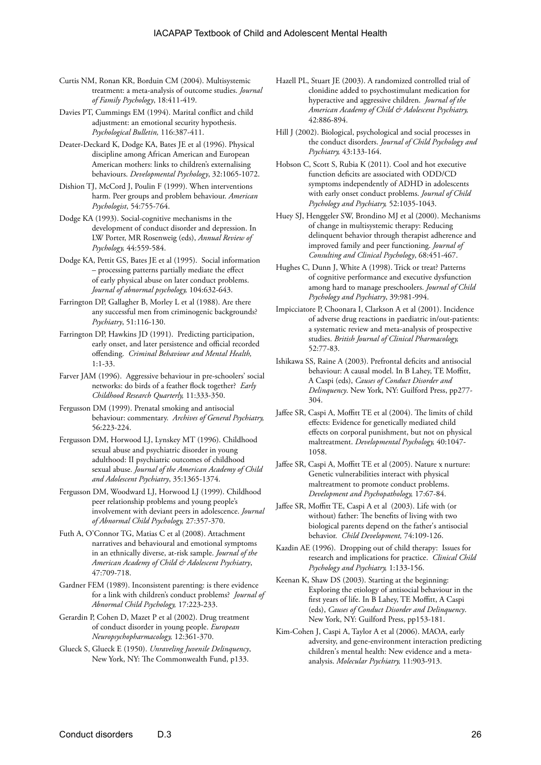Curtis NM, Ronan KR, Borduin CM (2004). Multisystemic treatment: a meta-analysis of outcome studies. *Journal of Family Psychology*, 18:411-419.

Davies PT, Cummings EM (1994). Marital conflict and child adjustment: an emotional security hypothesis. *Psychological Bulletin,* 116:387-411.

Deater-Deckard K, Dodge KA, Bates JE et al (1996). Physical discipline among African American and European American mothers: links to children's externalising behaviours. *Developmental Psychology*, 32:1065-1072.

Dishion TJ, McCord J, Poulin F (1999). When interventions harm. Peer groups and problem behaviour. *American Psychologist*, 54:755-764.

Dodge KA (1993). Social-cognitive mechanisms in the development of conduct disorder and depression. In LW Porter, MR Rosenweig (eds), *Annual Review of Psychology,* 44:559-584.

Dodge KA, Pettit GS, Bates JE et al (1995). Social information – processing patterns partially mediate the effect of early physical abuse on later conduct problems. *Journal of abnormal psychology,* 104:632-643.

Farrington DP, Gallagher B, Morley L et al (1988). Are there any successful men from criminogenic backgrounds? *Psychiatry*, 51:116-130.

Farrington DP, Hawkins JD (1991). Predicting participation, early onset, and later persistence and official recorded offending. *Criminal Behaviour and Mental Health,* 1:1-33.

Farver JAM (1996). Aggressive behaviour in pre-schoolers' social networks: do birds of a feather flock together? *Early Childhood Research Quarterly,* 11:333-350.

Fergusson DM (1999). Prenatal smoking and antisocial behaviour: commentary. *Archives of General Psychiatry,* 56:223-224.

Fergusson DM, Horwood LJ, Lynskey MT (1996). Childhood sexual abuse and psychiatric disorder in young adulthood: II psychiatric outcomes of childhood sexual abuse. *Journal of the American Academy of Child and Adolescent Psychiatry*, 35:1365-1374.

Fergusson DM, Woodward LJ, Horwood LJ (1999). Childhood peer relationship problems and young people's involvement with deviant peers in adolescence. *Journal of Abnormal Child Psychology,* 27:357-370.

Futh A, O'Connor TG, Matias C et al (2008). Attachment narratives and behavioural and emotional symptoms in an ethnically diverse, at-risk sample. *Journal of the American Academy of Child & Adolescent Psychiatry*, 47:709-718.

Gardner FEM (1989). Inconsistent parenting: is there evidence for a link with children's conduct problems? *Journal of Abnormal Child Psychology,* 17:223-233.

Gerardin P, Cohen D, Mazet P et al (2002). Drug treatment of conduct disorder in young people. *European Neuropsychopharmacology,* 12:361-370.

Glueck S, Glueck E (1950). *Unraveling Juvenile Delinquency*, New York, NY: The Commonwealth Fund, p133.

Hazell PL, Stuart JE (2003). A randomized controlled trial of clonidine added to psychostimulant medication for hyperactive and aggressive children. *Journal of the American Academy of Child & Adolescent Psychiatry,* 42:886-894.

Hill J (2002). Biological, psychological and social processes in the conduct disorders. *Journal of Child Psychology and Psychiatry,* 43:133-164.

Hobson C, Scott S, Rubia K (2011). Cool and hot executive function deficits are associated with ODD/CD symptoms independently of ADHD in adolescents with early onset conduct problems. *Journal of Child Psychology and Psychiatry,* 52:1035-1043.

Huey SJ, Henggeler SW, Brondino MJ et al (2000). Mechanisms of change in multisystemic therapy: Reducing delinquent behavior through therapist adherence and improved family and peer functioning. *Journal of Consulting and Clinical Psychology*, 68:451-467.

Hughes C, Dunn J, White A (1998). Trick or treat? Patterns of cognitive performance and executive dysfunction among hard to manage preschoolers. *Journal of Child Psychology and Psychiatry*, 39:981-994.

Impicciatore P, Choonara I, Clarkson A et al (2001). Incidence of adverse drug reactions in paediatric in/out-patients: a systematic review and meta-analysis of prospective studies. *British Journal of Clinical Pharmacology,* 52:77-83.

Ishikawa SS, Raine A (2003). Prefrontal deficits and antisocial behaviour: A causal model. In B Lahey, TE Moffitt, A Caspi (eds), *Causes of Conduct Disorder and Delinquency*. New York, NY: Guilford Press, pp277-304.

Jaffee SR, Caspi A, Moffitt TE et al (2004). The limits of child effects: Evidence for genetically mediated child effects on corporal punishment, but not on physical maltreatment. *Developmental Psychology,* 40:1047-1058.

Jaffee SR, Caspi A, Moffitt TE et al (2005). Nature x nurture: Genetic vulnerabilities interact with physical maltreatment to promote conduct problems. *Development and Psychopathology,* 17:67-84.

Jaffee SR, Moffitt TE, Caspi A et al (2003). Life with (or without) father: The benefits of living with two biological parents depend on the father's antisocial behavior. *Child Development,* 74:109-126.

Kazdin AE (1996). Dropping out of child therapy: Issues for research and implications for practice. *Clinical Child Psychology and Psychiatry,* 1:133-156.

Keenan K, Shaw DS (2003). Starting at the beginning: Exploring the etiology of antisocial behaviour in the first years of life. In B Lahey, TE Moffitt, A Caspi (eds), *Causes of Conduct Disorder and Delinquency*. New York, NY: Guilford Press, pp153-181.

Kim-Cohen J, Caspi A, Taylor A et al (2006). MAOA, early adversity, and gene-environment interaction predicting children's mental health: New evidence and a meta-analysis. *Molecular Psychiatry,* 11:903-913.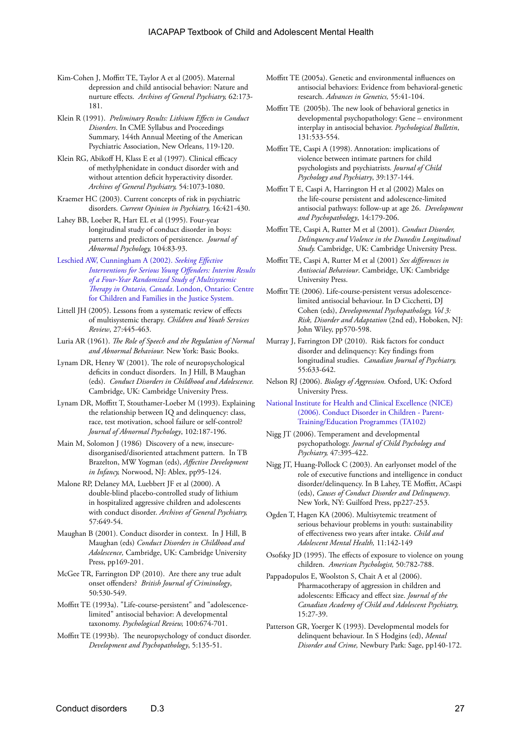Kim-Cohen J, Moffitt TE, Taylor A et al (2005). Maternal depression and child antisocial behavior: Nature and nurture effects. *Archives of General Psychiatry,* 62:173-181.

Klein R (1991). *Preliminary Results: Lithium Effects in Conduct Disorders*. In CME Syllabus and Proceedings Summary, 144th Annual Meeting of the American Psychiatric Association, New Orleans, 119-120.

Klein RG, Abikoff H, Klass E et al (1997). Clinical efficacy of methylphenidate in conduct disorder with and without attention deficit hyperactivity disorder. *Archives of General Psychiatry,* 54:1073-1080.

Kraemer HC (2003). Current concepts of risk in psychiatric disorders. *Current Opinion in Psychiatry,* 16:421-430.

Lahey BB, Loeber R, Hart EL et al (1995). Four-year longitudinal study of conduct disorder in boys: patterns and predictors of persistence. *Journal of Abnormal Psychology,* 104:83-93.

Leschied AW, Cunningham A (2002). *Seeking Effective Interventions for Serious Young Offenders: Interim Results of a Four-Year Randomized Study of Multisystemic Therapy in Ontario, Canada*. London, Ontario: Centre for Children and Families in the Justice System.

Littell JH (2005). Lessons from a systematic review of effects of multisystemic therapy. *Children and Youth Services Review*, 27:445-463.

Luria AR (1961). *The Role of Speech and the Regulation of Normal and Abnormal Behaviour.* New York: Basic Books.

Lynam DR, Henry W (2001). The role of neuropsychological deficits in conduct disorders. In J Hill, B Maughan (eds). *Conduct Disorders in Childhood and Adolescence.* Cambridge, UK: Cambridge University Press.

Lynam DR, Moffitt T, Stouthamer-Loeber M (1993). Explaining the relationship between IQ and delinquency: class, race, test motivation, school failure or self-control? *Journal of Abnormal Psychology*, 102:187-196.

Main M, Solomon J (1986) Discovery of a new, insecure-disorganised/disoriented attachment pattern. In TB Brazelton, MW Yogman (eds), *Affective Development in Infancy,* Norwood, NJ: Ablex, pp95-124.

Malone RP, Delaney MA, Luebbert JF et al (2000). A double-blind placebo-controlled study of lithium in hospitalized aggressive children and adolescents with conduct disorder. *Archives of General Psychiatry,* 57:649-54.

Maughan B (2001). Conduct disorder in context. In J Hill, B Maughan (eds) *Conduct Disorders in Childhood and Adolescence,* Cambridge, UK: Cambridge University Press, pp169-201.

McGee TR, Farrington DP (2010). Are there any true adult onset offenders? *British Journal of Criminology*, 50:530-549.

Moffitt TE (1993a). "Life-course-persistent" and "adolescence-limited" antisocial behavior: A developmental taxonomy. *Psychological Review,* 100:674-701.

Moffitt TE (1993b). The neuropsychology of conduct disorder. *Development and Psychopathology*, 5:135-51.

Moffitt TE (2005a). Genetic and environmental influences on antisocial behaviors: Evidence from behavioral-genetic research. *Advances in Genetics,* 55:41-104.

Moffitt TE (2005b). The new look of behavioral genetics in developmental psychopathology: Gene – environment interplay in antisocial behavior. *Psychological Bulletin*, 131:533-554.

Moffitt TE, Caspi A (1998). Annotation: implications of violence between intimate partners for child psychologists and psychiatrists. *Journal of Child Psychology and Psychiatry*, 39:137-144.

Moffitt T E, Caspi A, Harrington H et al (2002) Males on the life-course persistent and adolescence-limited antisocial pathways: follow-up at age 26. *Development and Psychopathology*, 14:179-206.

Moffitt TE, Caspi A, Rutter M et al (2001). *Conduct Disorder, Delinquency and Violence in the Dunedin Longitudinal Study.* Cambridge, UK: Cambridge University Press.

Moffitt TE, Caspi A, Rutter M et al (2001) *Sex differences in Antisocial Behaviour*. Cambridge, UK: Cambridge University Press.

Moffitt TE (2006). Life-course-persistent versus adolescence-limited antisocial behaviour. In D Cicchetti, DJ Cohen (eds), *Developmental Psychopathology, Vol 3: Risk, Disorder and Adaptation* (2nd ed), Hoboken, NJ: John Wiley, pp570-598.

Murray J, Farrington DP (2010). Risk factors for conduct disorder and delinquency: Key findings from longitudinal studies. *Canadian Journal of Psychiatry,* 55:633-642.

Nelson RJ (2006). *Biology of Aggression.* Oxford, UK: Oxford University Press.

National Institute for Health and Clinical Excellence (NICE) (2006). Conduct Disorder in Children - Parent-Training/Education Programmes (TA102)

Nigg JT (2006). Temperament and developmental psychopathology. *Journal of Child Psychology and Psychiatry,* 47:395-422.

Nigg JT, Huang-Pollock C (2003). An earlyonset model of the role of executive functions and intelligence in conduct disorder/delinquency. In B Lahey, TE Moffitt, ACaspi (eds), *Causes of Conduct Disorder and Delinquency*. New York, NY: Guilford Press, pp227-253.

Ogden T, Hagen KA (2006). Multisyemic treatment of serious behaviour problems in youth: sustainability of effectiveness two years after intake. *Child and Adolescent Mental Health,* 11:142-149

Osofsky JD (1995). The effects of exposure to violence on young children. *American Psychologist,* 50:782-788.

Pappadopulos E, Woolston S, Chait A et al (2006). Pharmacotherapy of aggression in children and adolescents: Efficacy and effect size. *Journal of the Canadian Academy of Child and Adolescent Psychiatry,* 15:27-39.

Patterson GR, Yoerger K (1993). Developmental models for delinquent behaviour. In S Hodgins (ed), *Mental Disorder and Crime,* Newbury Park: Sage, pp140-172.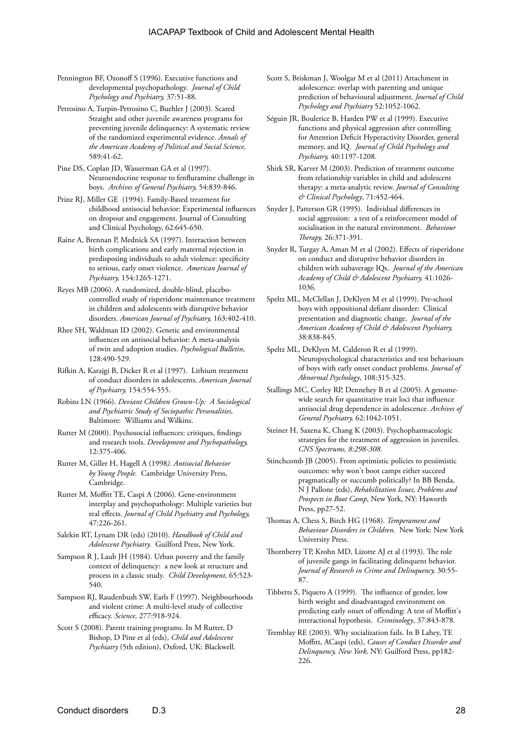Pennington BF, Ozonoff S (1996). Executive functions and developmental psychopathology. *Journal of Child Psychology and Psychiatry,* 37:51-88.

Petrosino A, Turpin-Petrosino C, Buehler J (2003). Scared Straight and other juvenile awareness programs for preventing juvenile delinquency: A systematic review of the randomized experimental evidence. *Annals of the American Academy of Political and Social Science,* 589:41-62.

Pine DS, Coplan JD, Wasserman GA et al (1997). Neuroendocrine response to fenfluramine challenge in boys. *Archives of General Psychiatry,* 54:839-846.

Prinz RJ, Miller GE (1994). Family-Based treatment for childhood antisocial behavior: Experimental influences on dropout and engagement. Journal of Consulting and Clinical Psychology, 62:645-650.

Raine A, Brennan P, Mednick SA (1997). Interaction between birth complications and early maternal rejection in predisposing individuals to adult violence: specificity to serious, early onset violence. *American Journal of Psychiatry,* 154:1265-1271.

Reyes MB (2006). A randomized, double-blind, placebo-controlled study of risperidone maintenance treatment in children and adolescents with disruptive behavior disorders. *American Journal of Psychiatry,* 163:402-410.

Rhee SH, Waldman ID (2002). Genetic and environmental influences on antisocial behavior: A meta-analysis of twin and adoption studies. *Psychological Bulletin*, 128:490-529.

Rifkin A, Karajgi B, Dicker R et al (1997). Lithium treatment of conduct disorders in adolescents. *American Journal of Psychiatry,* 154:554-555.

Robins LN (1966). *Deviant Children Grown-Up: A Sociological and Psychiatric Study of Sociopathic Personalities,* Baltimore: Williams and Wilkins.

Rutter M (2000). Psychosocial influences: critiques, findings and research tools. *Development and Psychopathology,* 12:375-406.

Rutter M, Giller H, Hagell A (1998*). Antisocial Behavior by Young People.* Cambridge University Press, Cambridge.

Rutter M, Moffitt TE, Caspi A (2006). Gene-environment interplay and psychopathology: Multiple varieties but real effects. *Journal of Child Psychiatry and Psychology,* 47:226-261.

Salekin RT, Lynam DR (eds) (2010). *Handbook of Child and Adolescent Psychiatry.* Guilford Press, New York.

Sampson R J, Laub JH (1984). Urban poverty and the family context of delinquency: a new look at structure and process in a classic study. *Child Development,* 65:523-540.

Sampson RJ, Raudenbush SW, Earls F (1997). Neighbourhoods and violent crime: A multi-level study of collective efficacy. *Science,* 277:918-924.

Scott S (2008). Parent training programs. In M Rutter, D Bishop, D Pine et al (eds), *Child and Adolescent Psychiatry* (5th edition), Oxford, UK: Blackwell.

Scott S, Briskman J, Woolgar M et al (2011) Attachment in adolescence: overlap with parenting and unique prediction of behavioural adjustment. *Journal of Child Psychology and Psychiatry* 52:1052-1062.

Séguin JR, Boulerice B, Harden PW et al (1999). Executive functions and physical aggression after controlling for Attention Deficit Hyperactivity Disorder, general memory, and IQ. *Journal of Child Psychology and Psychiatry,* 40:1197-1208.

Shirk SR, Karver M (2003). Prediction of treatment outcome from relationship variables in child and adolescent therapy: a meta-analytic review. *Journal of Consulting & Clinical Psychology*, 71:452-464.

Snyder J, Patterson GR (1995). Individual differences in social aggression: a test of a reinforcement model of socialisation in the natural environment. *Behaviour Therapy,* 26:371-391.

Snyder R, Turgay A, Aman M et al (2002). Effects of risperidone on conduct and disruptive behavior disorders in children with subaverage IQs. *Journal of the American Academy of Child & Adolescent Psychiatry,* 41:1026-1036.

Speltz ML, McClellan J, DeKlyen M et al (1999). Pre-school boys with oppositional defiant disorder: Clinical presentation and diagnostic change. *Journal of the American Academy of Child & Adolescent Psychiatry,* 38:838-845.

Speltz ML, DeKlyen M, Calderon R et al (1999). Neuropsychological characteristics and test behaviours of boys with early onset conduct problems. *Journal of Abnormal Psychology*, 108:315-325.

Stallings MC, Corley RP, Dennehey B et al (2005). A genome-wide search for quantitative trait loci that influence antisocial drug dependence in adolescence. *Archives of General Psychiatry,* 62:1042-1051.

Steiner H, Saxena K, Chang K (2003). Psychopharmacologic strategies for the treatment of aggression in juveniles. *CNS Spectrums, 8:298-308.*

Stinchcomb JB (2005). From optimistic policies to pessimistic outcomes: why won't boot camps either succeed pragmatically or succumb politically? In BB Benda, N J Pallone (eds), *Rehabilitation Issues, Problems and Prospects in Boot Camp,* New York, NY: Haworth Press, pp27-52.

Thomas A, Chess S, Birch HG (1968). *Temperament and Behaviour Disorders in Children.* New York: New York University Press.

Thornberry TP, Krohn MD, Lizotte AJ et al (1993). The role of juvenile gangs in facilitating delinquent behavior. *Journal of Research in Crime and Delinquency,* 30:55-87.

Tibbetts S, Piquero A (1999). The influence of gender, low birth weight and disadvantaged environment on predicting early onset of offending: A test of Moffitt's interactional hypothesis. *Criminology*, 37:843-878.

Tremblay RE (2003). Why socialization fails. In B Lahey, TE Moffitt, ACaspi (eds), *Causes of Conduct Disorder and Delinquency, New York,* NY: Guilford Press, pp182-226.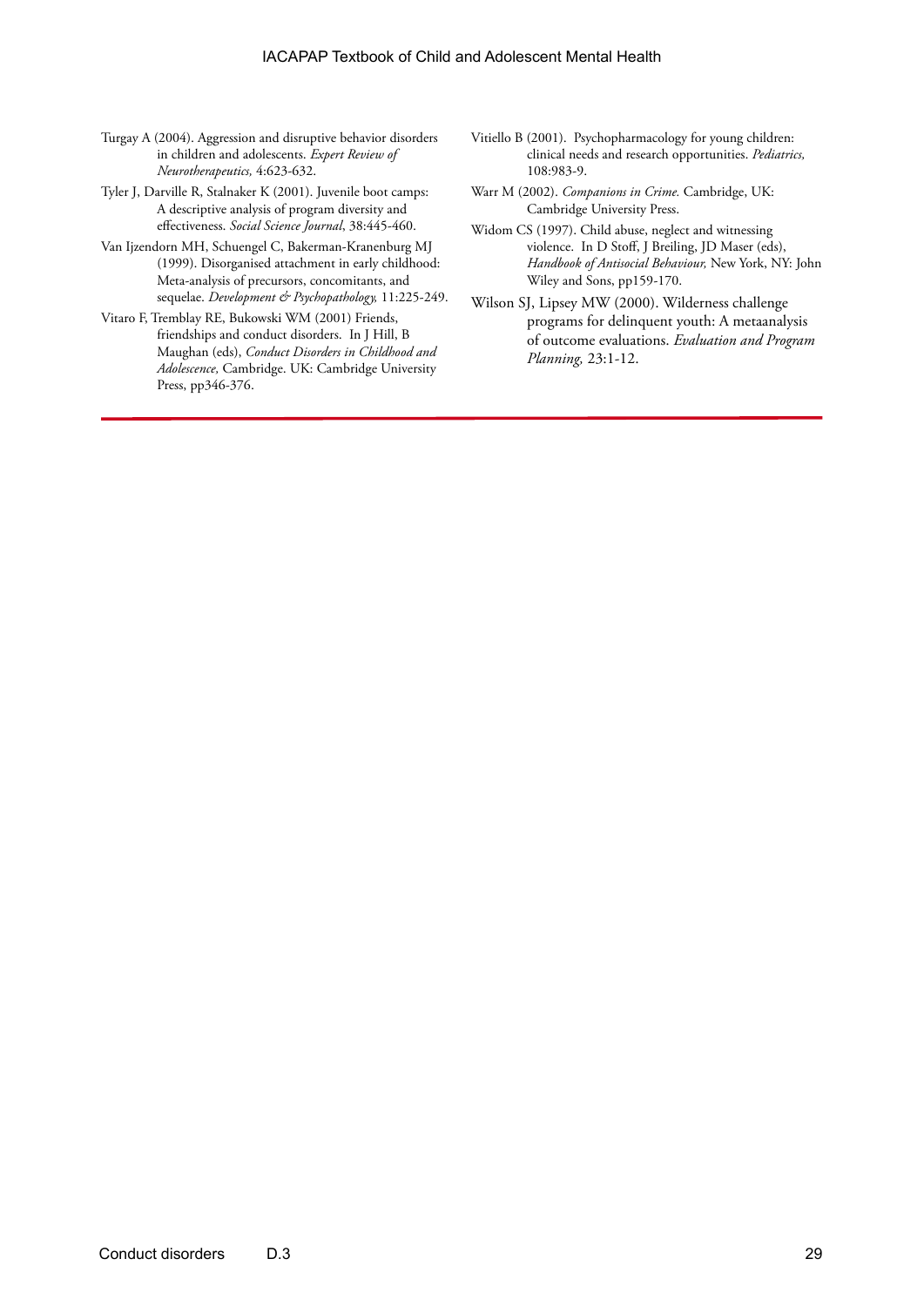Turgay A (2004). Aggression and disruptive behavior disorders in children and adolescents. *Expert Review of Neurotherapeutics,* 4:623-632.

Tyler J, Darville R, Stalnaker K (2001). Juvenile boot camps: A descriptive analysis of program diversity and effectiveness. *Social Science Journal*, 38:445-460.

Van Ijzendorn MH, Schuengel C, Bakerman-Kranenburg MJ (1999). Disorganised attachment in early childhood: Meta-analysis of precursors, concomitants, and sequelae. *Development & Psychopathology,* 11:225-249.

Vitaro F, Tremblay RE, Bukowski WM (2001) Friends, friendships and conduct disorders. In J Hill, B Maughan (eds), *Conduct Disorders in Childhood and Adolescence,* Cambridge. UK: Cambridge University Press, pp346-376.

Vitiello B (2001). Psychopharmacology for young children: clinical needs and research opportunities. *Pediatrics,* 108:983-9.

Warr M (2002). *Companions in Crime.* Cambridge, UK: Cambridge University Press.

Widom CS (1997). Child abuse, neglect and witnessing violence. In D Stoff, J Breiling, JD Maser (eds), *Handbook of Antisocial Behaviour,* New York, NY: John Wiley and Sons, pp159-170.

Wilson SJ, Lipsey MW (2000). Wilderness challenge programs for delinquent youth: A metaanalysis of outcome evaluations. *Evaluation and Program Planning,* 23:1-12.